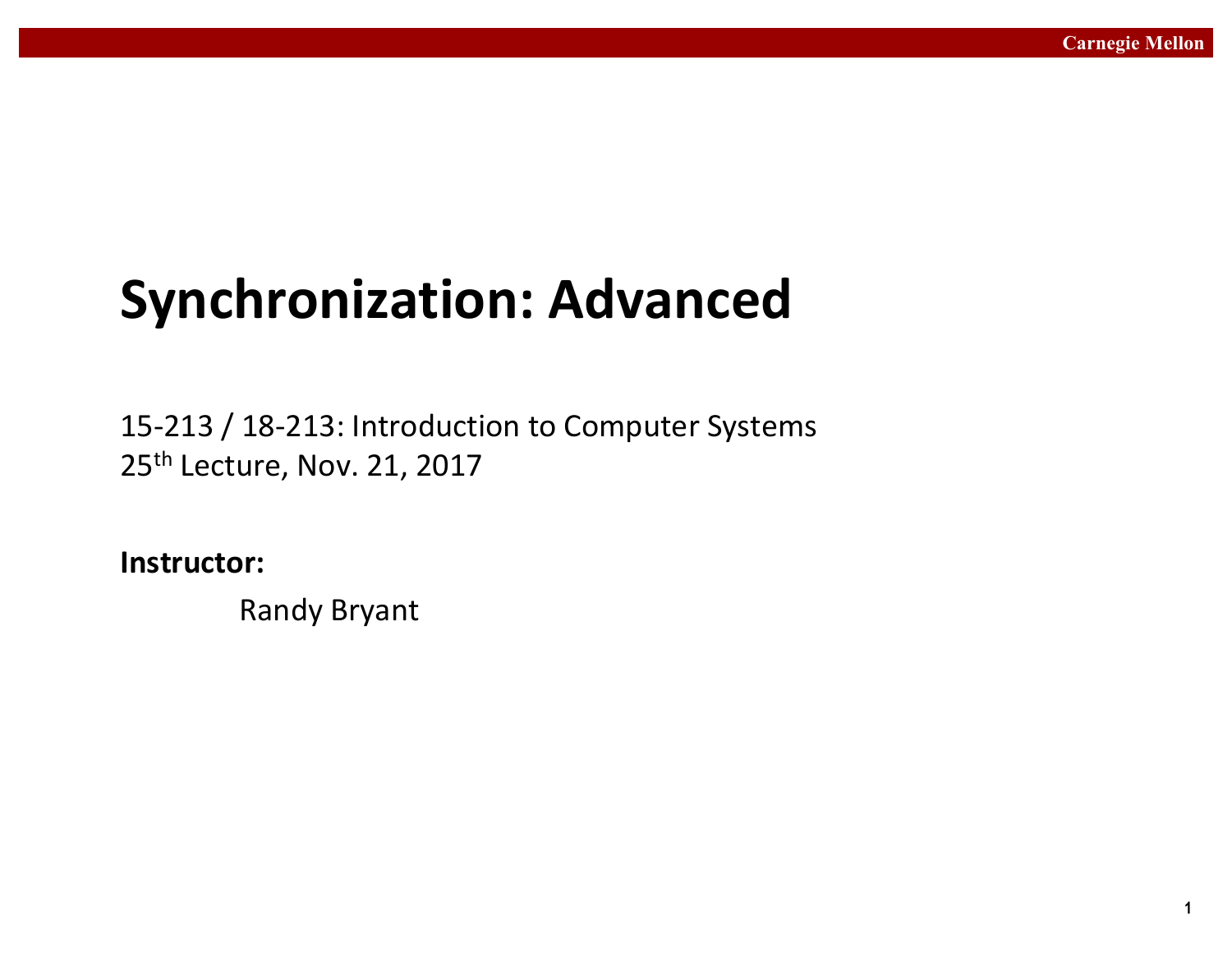# Synchronization: Advanced

15-213 / 18-213: Introduction to Computer Systems
25th Lecture, Nov. 21, 2017

**Instructor:**

Randy Bryant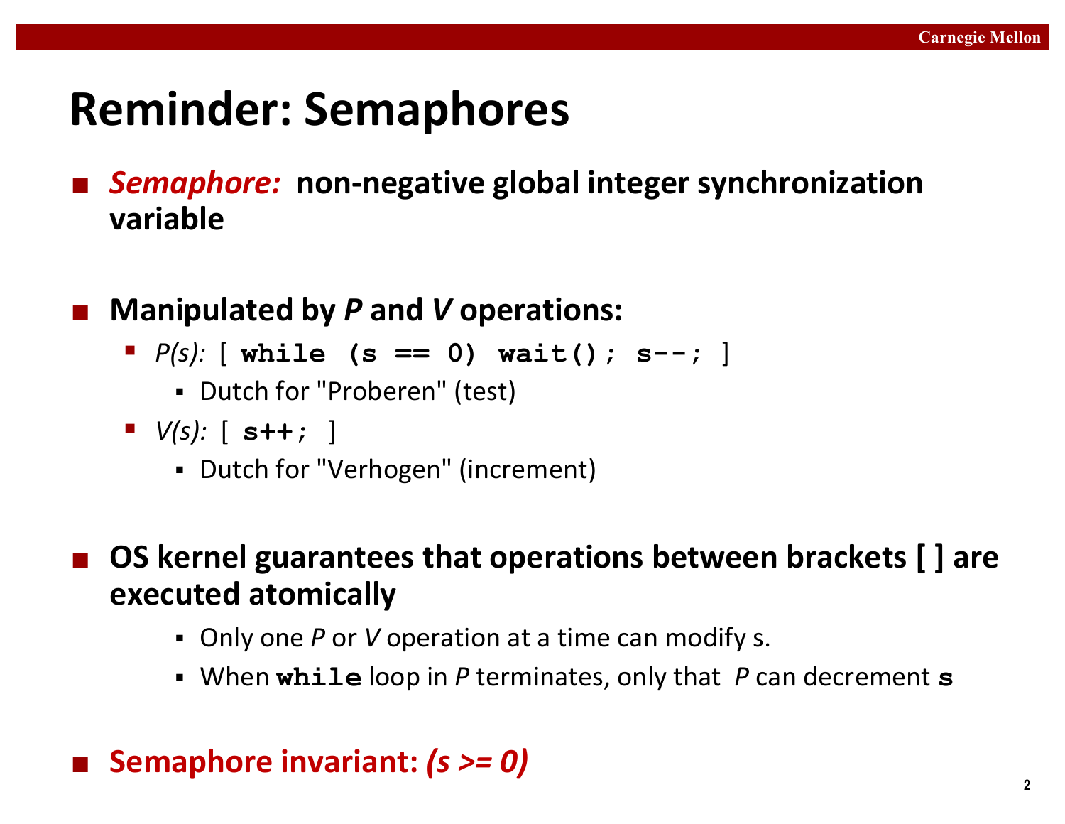# Reminder: Semaphores

- ***Semaphore:*** **non-negative global integer synchronization variable**

- **Manipulated by *P* and *V* operations:**
  - *P(s):* [ `while (s == 0) wait(); s--;` ]
    - Dutch for "Proberen" (test)
  - *V(s):* [ `s++;` ]
    - Dutch for "Verhogen" (increment)

- **OS kernel guarantees that operations between brackets [ ] are executed atomically**
  - Only one *P* or *V* operation at a time can modify s.
  - When `while` loop in *P* terminates, only that *P* can decrement `s`

- **Semaphore invariant: *(s >= 0)***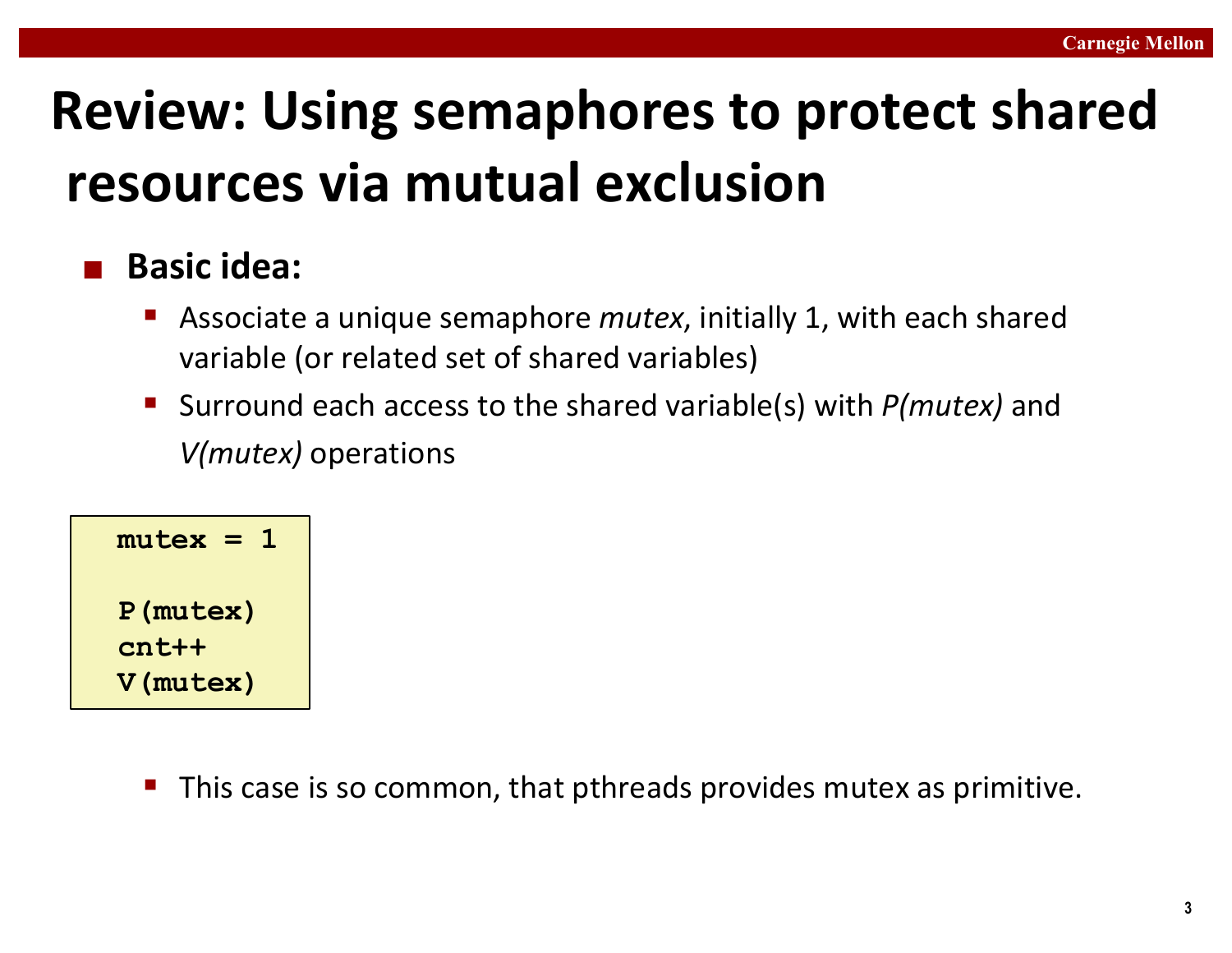# Review: Using semaphores to protect shared resources via mutual exclusion

- **Basic idea:**
  - Associate a unique semaphore *mutex*, initially 1, with each shared variable (or related set of shared variables)
  - Surround each access to the shared variable(s) with *P(mutex)* and *V(mutex)* operations

```
mutex = 1

P(mutex)
cnt++
V(mutex)
```

  - This case is so common, that pthreads provides mutex as primitive.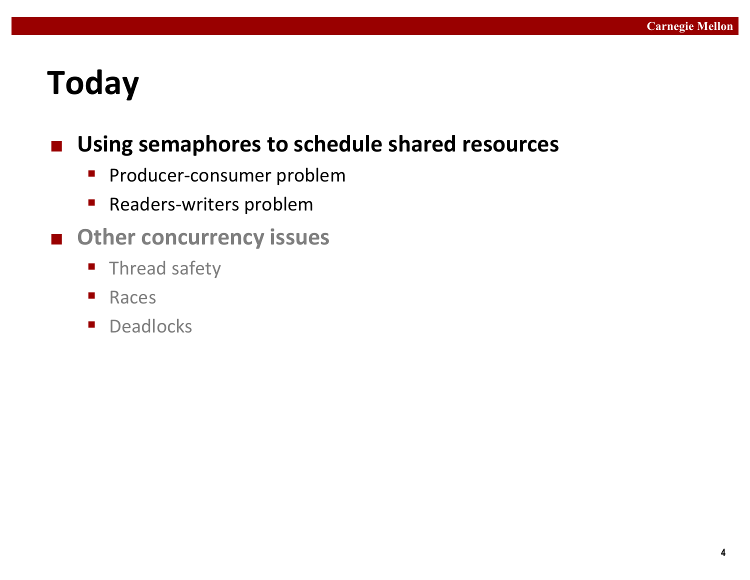# Today

- **Using semaphores to schedule shared resources**
  - Producer-consumer problem
  - Readers-writers problem
- **Other concurrency issues**
  - Thread safety
  - Races
  - Deadlocks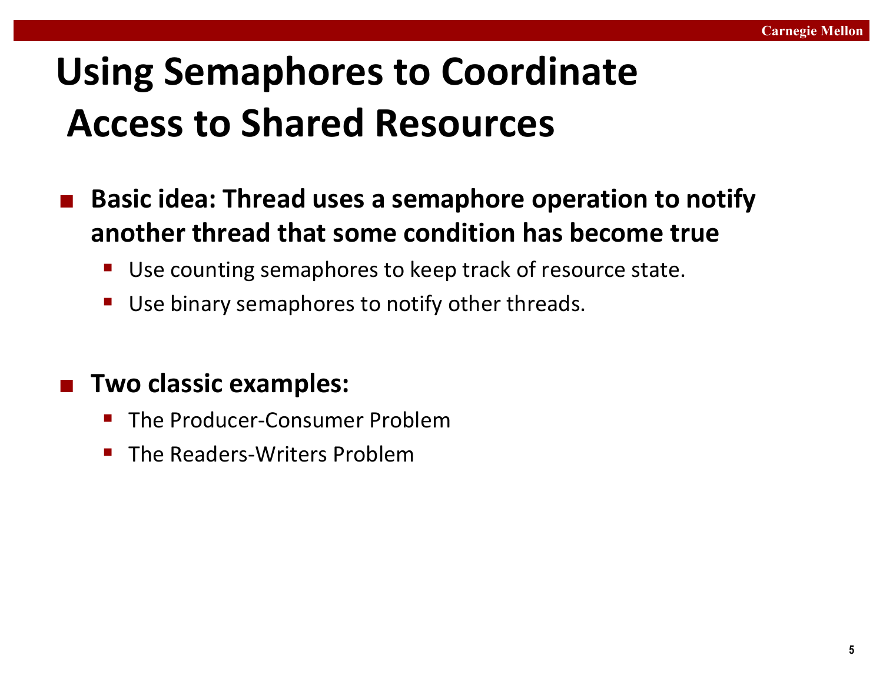# Using Semaphores to Coordinate Access to Shared Resources

- **Basic idea: Thread uses a semaphore operation to notify another thread that some condition has become true**
  - Use counting semaphores to keep track of resource state.
  - Use binary semaphores to notify other threads.

- **Two classic examples:**
  - The Producer-Consumer Problem
  - The Readers-Writers Problem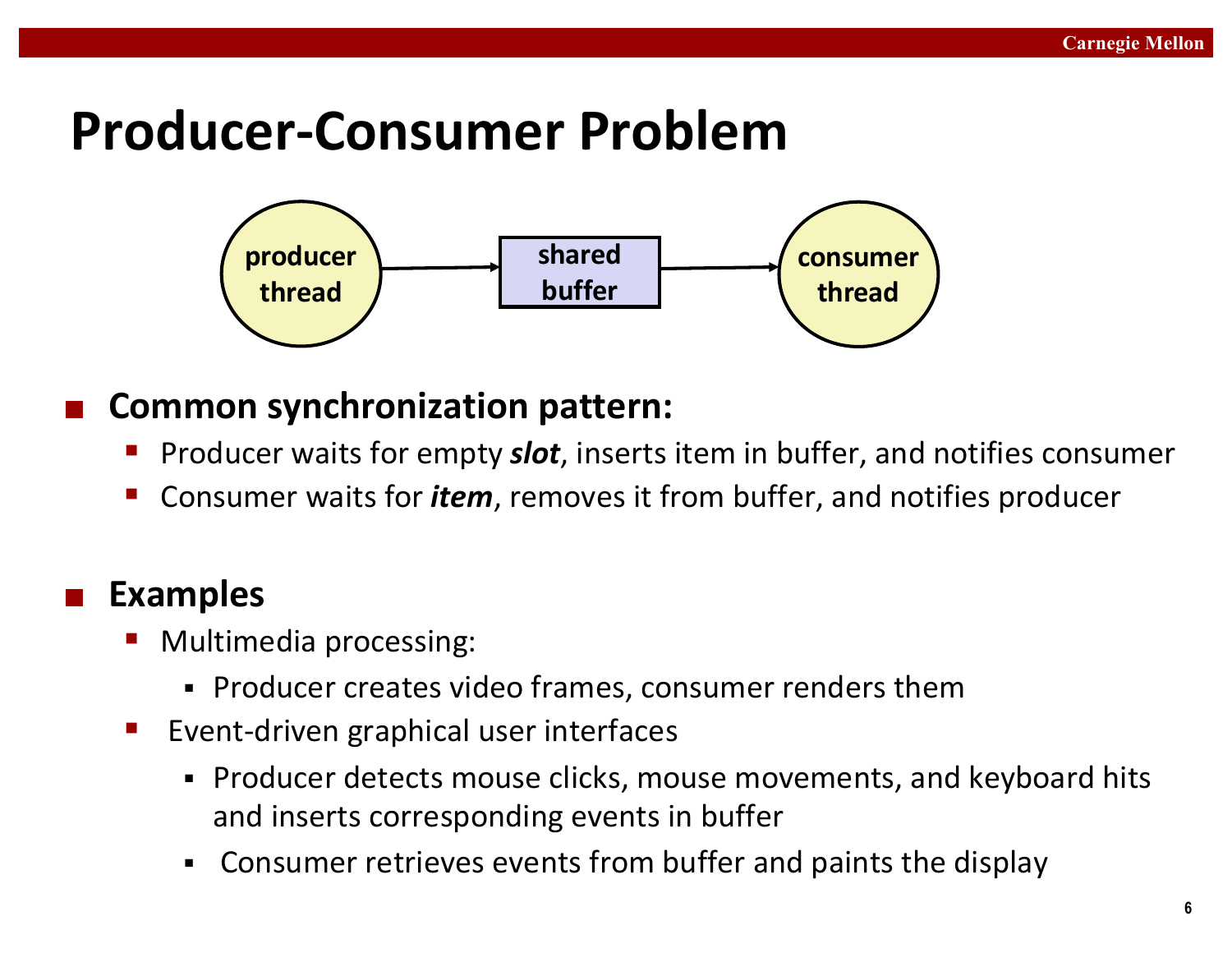# Producer-Consumer Problem

producer thread → shared buffer → consumer thread

- **Common synchronization pattern:**
  - Producer waits for empty ***slot***, inserts item in buffer, and notifies consumer
  - Consumer waits for ***item***, removes it from buffer, and notifies producer

- **Examples**
  - Multimedia processing:
    - Producer creates video frames, consumer renders them
  - Event-driven graphical user interfaces
    - Producer detects mouse clicks, mouse movements, and keyboard hits and inserts corresponding events in buffer
    - Consumer retrieves events from buffer and paints the display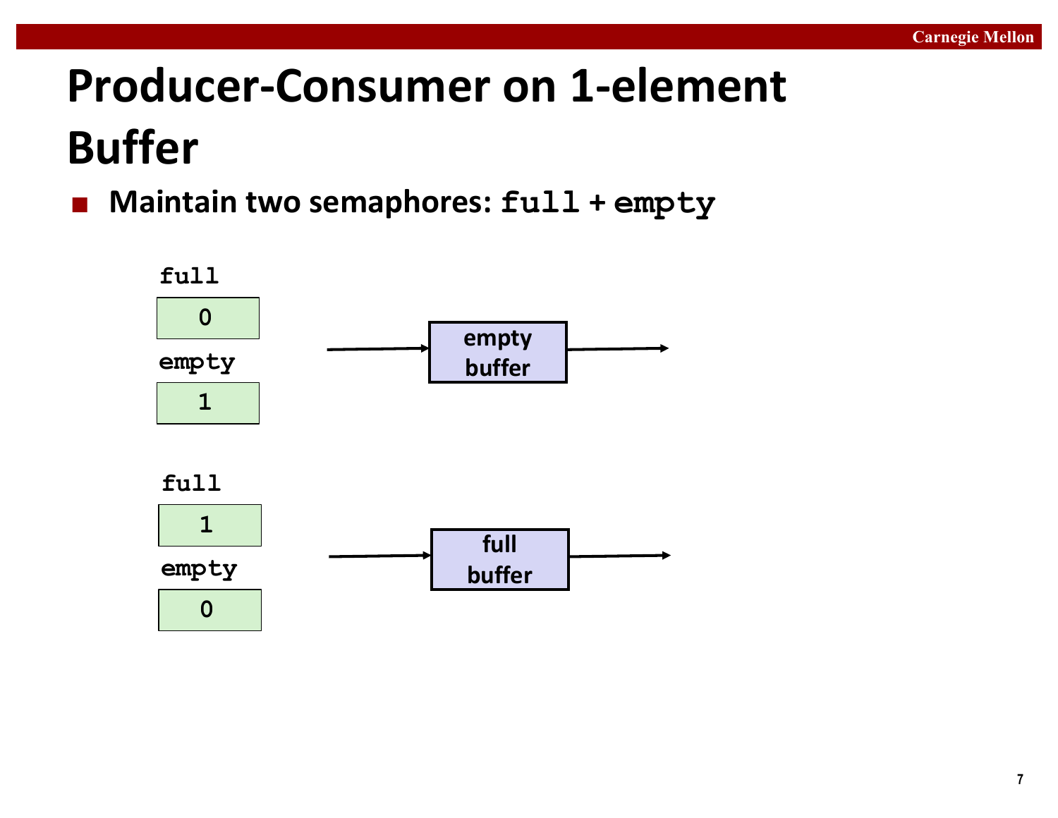# Producer-Consumer on 1-element Buffer

- **Maintain two semaphores: `full` + `empty`**

`full`

0

`empty`

1

empty buffer

`full`

1

`empty`

0

full buffer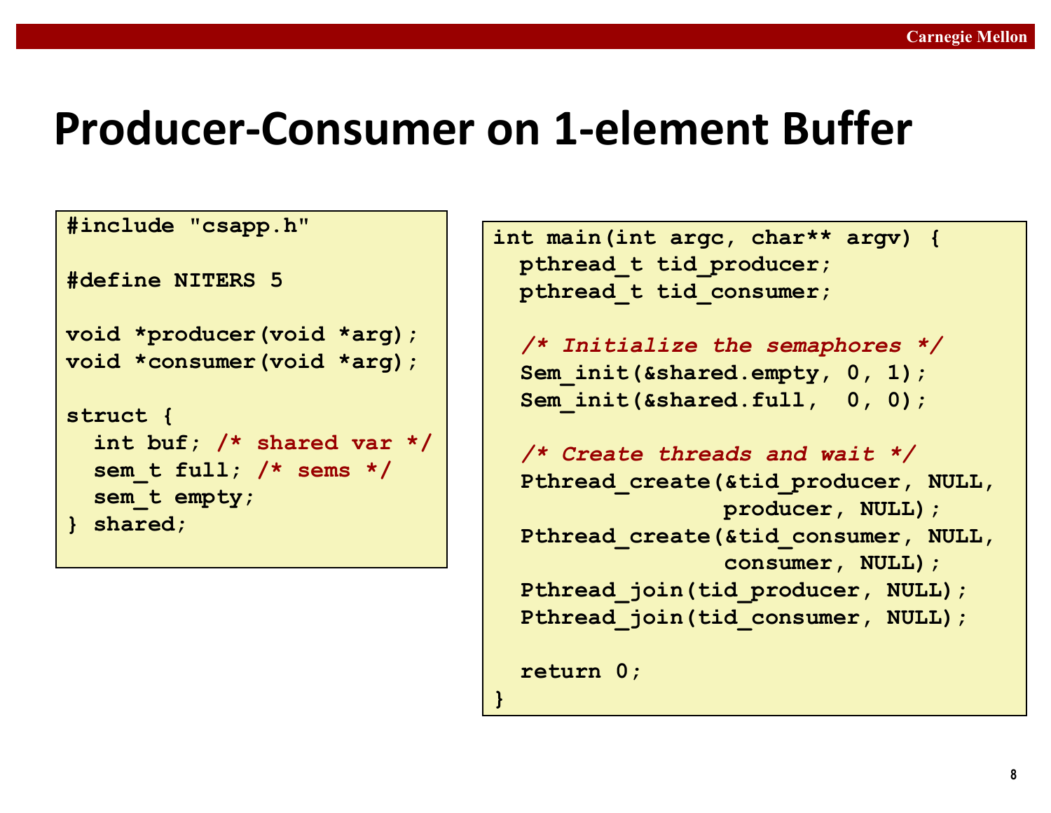# Producer-Consumer on 1-element Buffer

```c
#include "csapp.h"

#define NITERS 5

void *producer(void *arg);
void *consumer(void *arg);

struct {
  int buf; /* shared var */
  sem_t full; /* sems */
  sem_t empty;
} shared;
```

```c
int main(int argc, char** argv) {
  pthread_t tid_producer;
  pthread_t tid_consumer;

  /* Initialize the semaphores */
  Sem_init(&shared.empty, 0, 1);
  Sem_init(&shared.full,  0, 0);

  /* Create threads and wait */
  Pthread_create(&tid_producer, NULL,
                 producer, NULL);
  Pthread_create(&tid_consumer, NULL,
                 consumer, NULL);
  Pthread_join(tid_producer, NULL);
  Pthread_join(tid_consumer, NULL);

  return 0;
}
```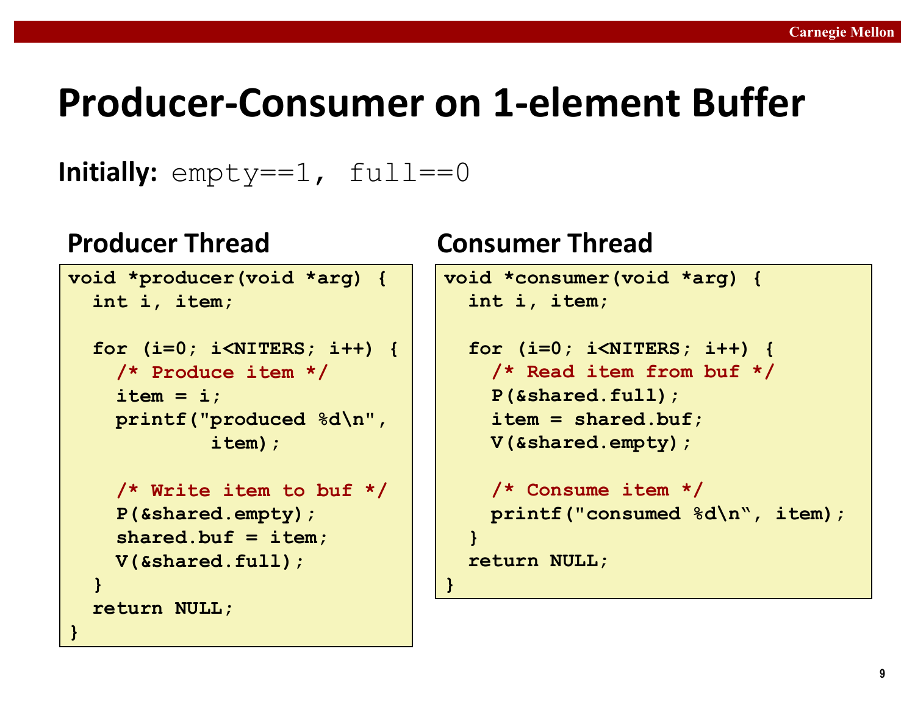# Producer-Consumer on 1-element Buffer

**Initially:** `empty==1, full==0`

### Producer Thread

```
void *producer(void *arg) {
  int i, item;

  for (i=0; i<NITERS; i++) {
    /* Produce item */
    item = i;
    printf("produced %d\n",
            item);

    /* Write item to buf */
    P(&shared.empty);
    shared.buf = item;
    V(&shared.full);
  }
  return NULL;
}
```

### Consumer Thread

```
void *consumer(void *arg) {
  int i, item;

  for (i=0; i<NITERS; i++) {
    /* Read item from buf */
    P(&shared.full);
    item = shared.buf;
    V(&shared.empty);

    /* Consume item */
    printf("consumed %d\n", item);
  }
  return NULL;
}
```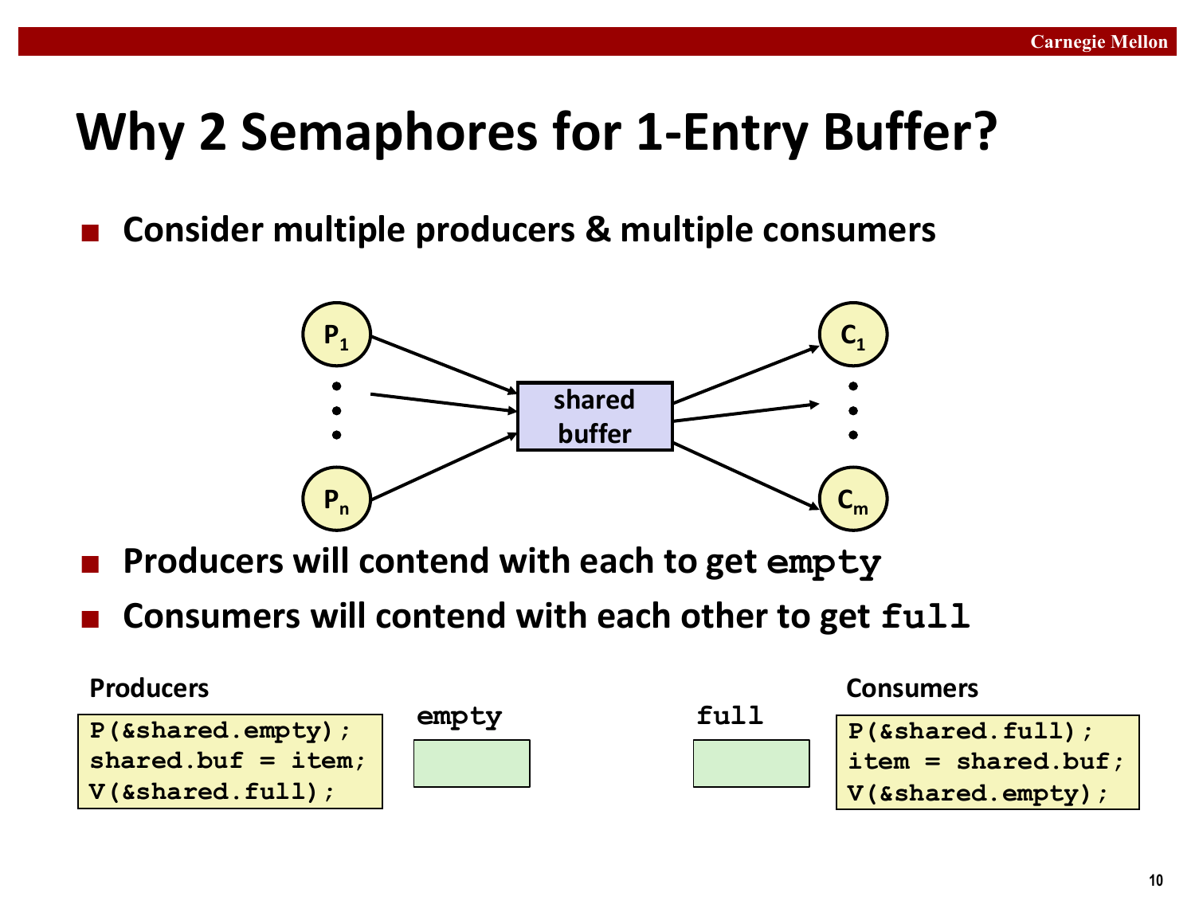# Why 2 Semaphores for 1-Entry Buffer?

- **Consider multiple producers & multiple consumers**

$P_1$ ... $P_n$ → shared buffer → $C_1$ ... $C_m$

- **Producers will contend with each to get `empty`**
- **Consumers will contend with each other to get `full`**

**Producers**

```
P(&shared.empty);
shared.buf = item;
V(&shared.full);
```

`empty`

`full`

**Consumers**

```
P(&shared.full);
item = shared.buf;
V(&shared.empty);
```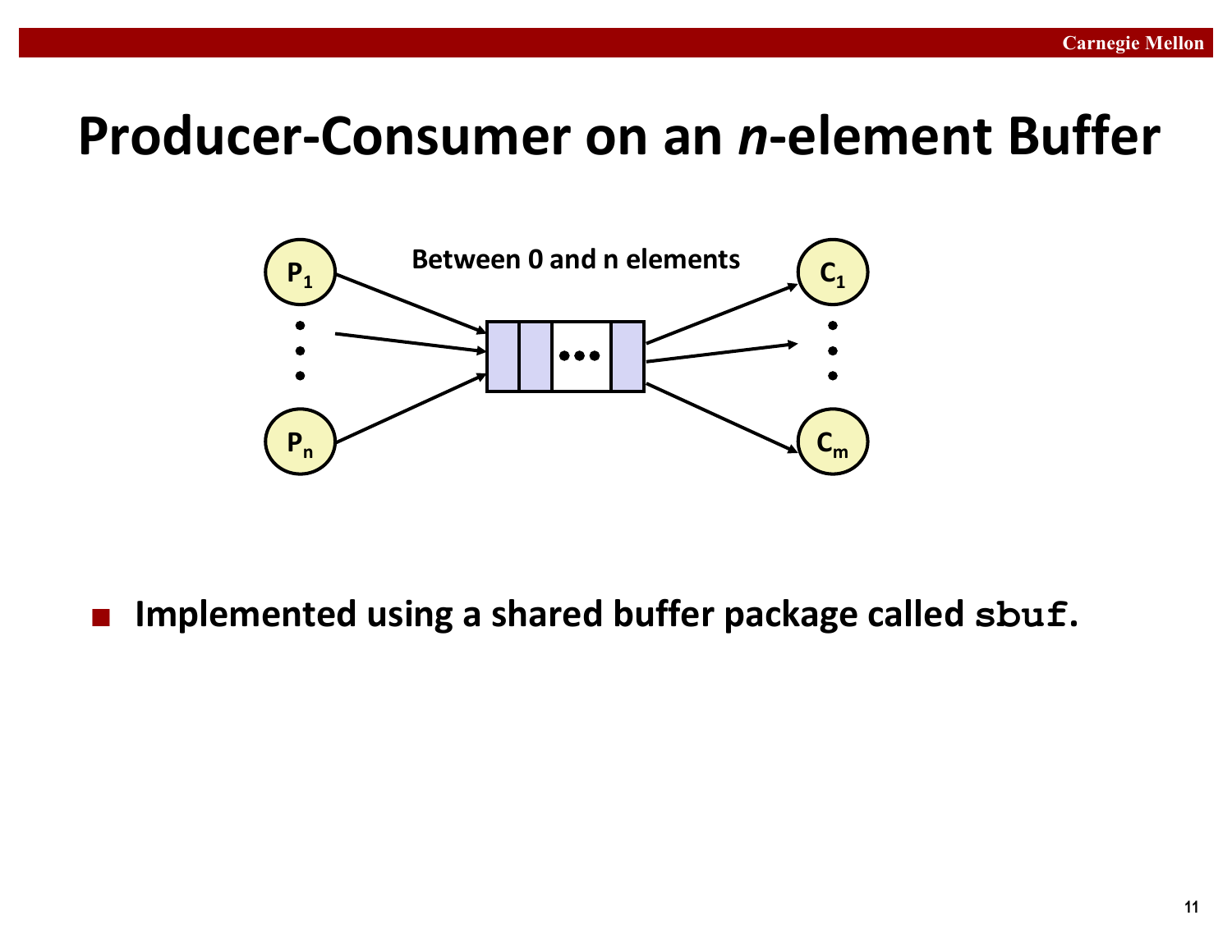# Producer-Consumer on an *n*-element Buffer

Between 0 and n elements

$P_1$ … $P_n$ → buffer → $C_1$ … $C_m$

- **Implemented using a shared buffer package called `sbuf`.**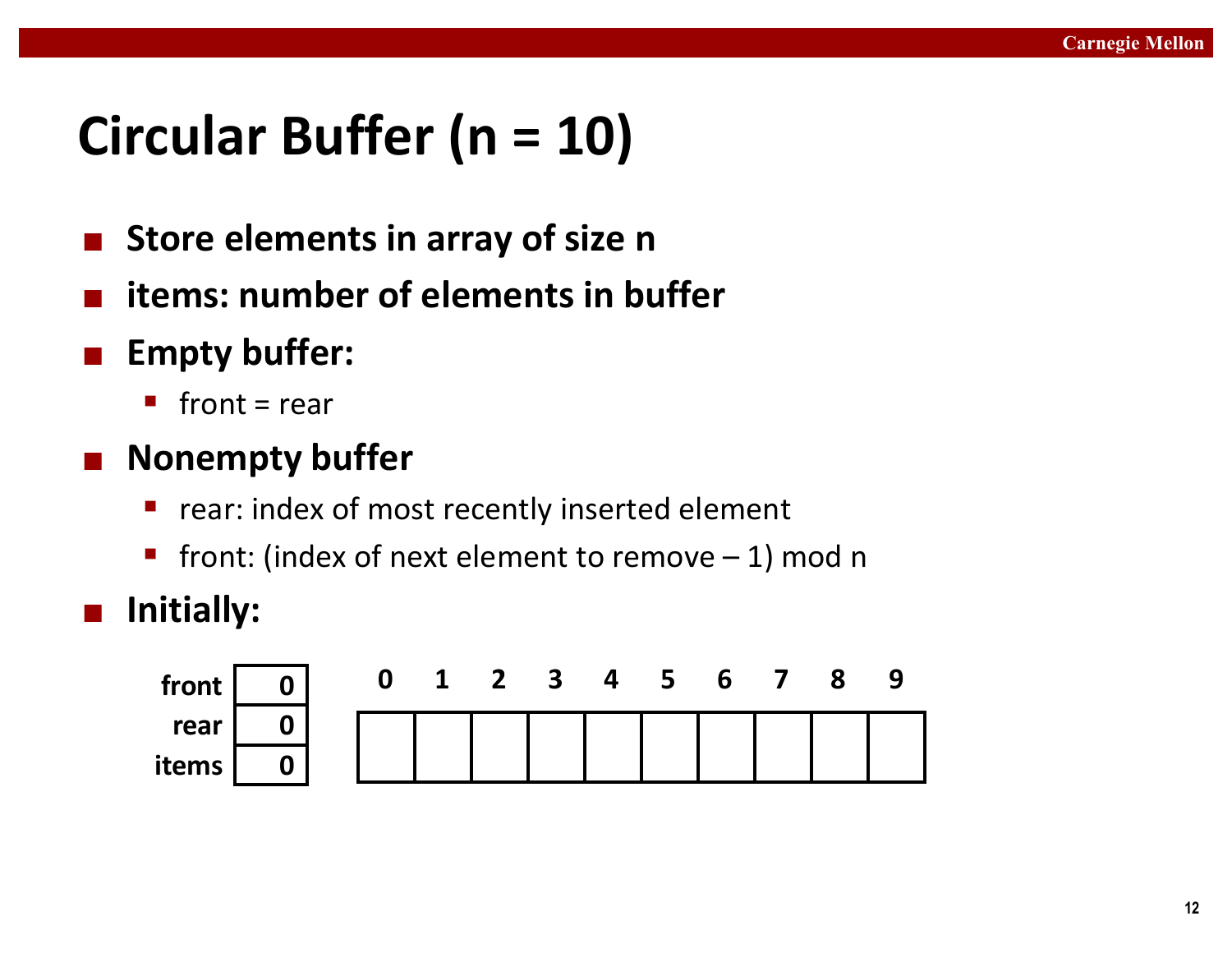# Circular Buffer (n = 10)

- **Store elements in array of size n**
- **items: number of elements in buffer**
- **Empty buffer:**
  - front = rear
- **Nonempty buffer**
  - rear: index of most recently inserted element
  - front: (index of next element to remove – 1) mod n
- **Initially:**

| | |
|---|---|
| **front** | **0** |
| **rear** | **0** |
| **items** | **0** |

| 0 | 1 | 2 | 3 | 4 | 5 | 6 | 7 | 8 | 9 |
|---|---|---|---|---|---|---|---|---|---|
| | | | | | | | | | |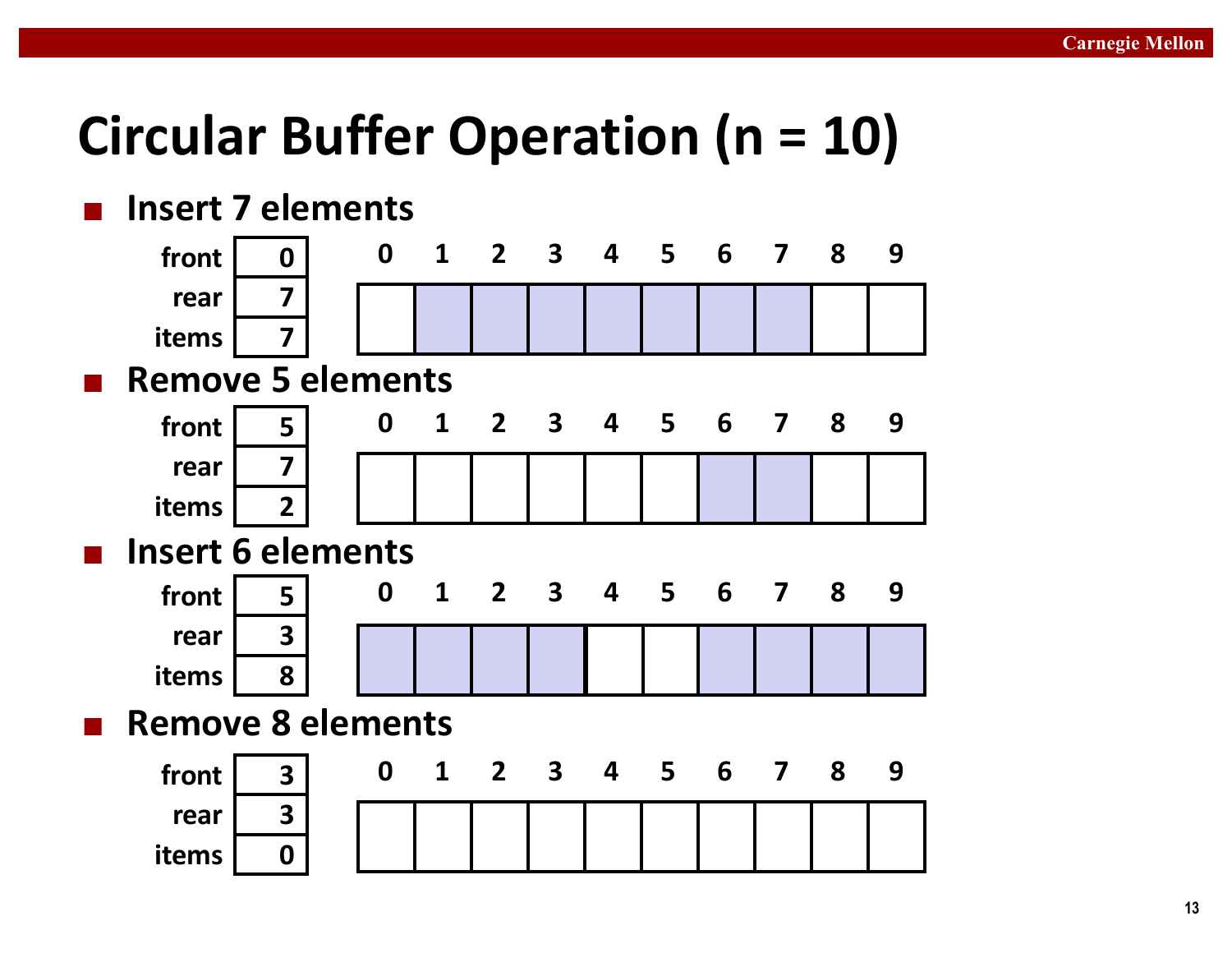# Circular Buffer Operation (n = 10)

- **Insert 7 elements**

| front | 0 |
|---|---|
| rear | 7 |
| items | 7 |

| 0 | 1 | 2 | 3 | 4 | 5 | 6 | 7 | 8 | 9 |
|---|---|---|---|---|---|---|---|---|---|
| | ■ | ■ | ■ | ■ | ■ | ■ | ■ | | |

- **Remove 5 elements**

| front | 5 |
|---|---|
| rear | 7 |
| items | 2 |

| 0 | 1 | 2 | 3 | 4 | 5 | 6 | 7 | 8 | 9 |
|---|---|---|---|---|---|---|---|---|---|
| | | | | | | ■ | ■ | | |

- **Insert 6 elements**

| front | 5 |
|---|---|
| rear | 3 |
| items | 8 |

| 0 | 1 | 2 | 3 | 4 | 5 | 6 | 7 | 8 | 9 |
|---|---|---|---|---|---|---|---|---|---|
| ■ | ■ | ■ | ■ | | | ■ | ■ | ■ | ■ |

- **Remove 8 elements**

| front | 3 |
|---|---|
| rear | 3 |
| items | 0 |

| 0 | 1 | 2 | 3 | 4 | 5 | 6 | 7 | 8 | 9 |
|---|---|---|---|---|---|---|---|---|---|
| | | | | | | | | | |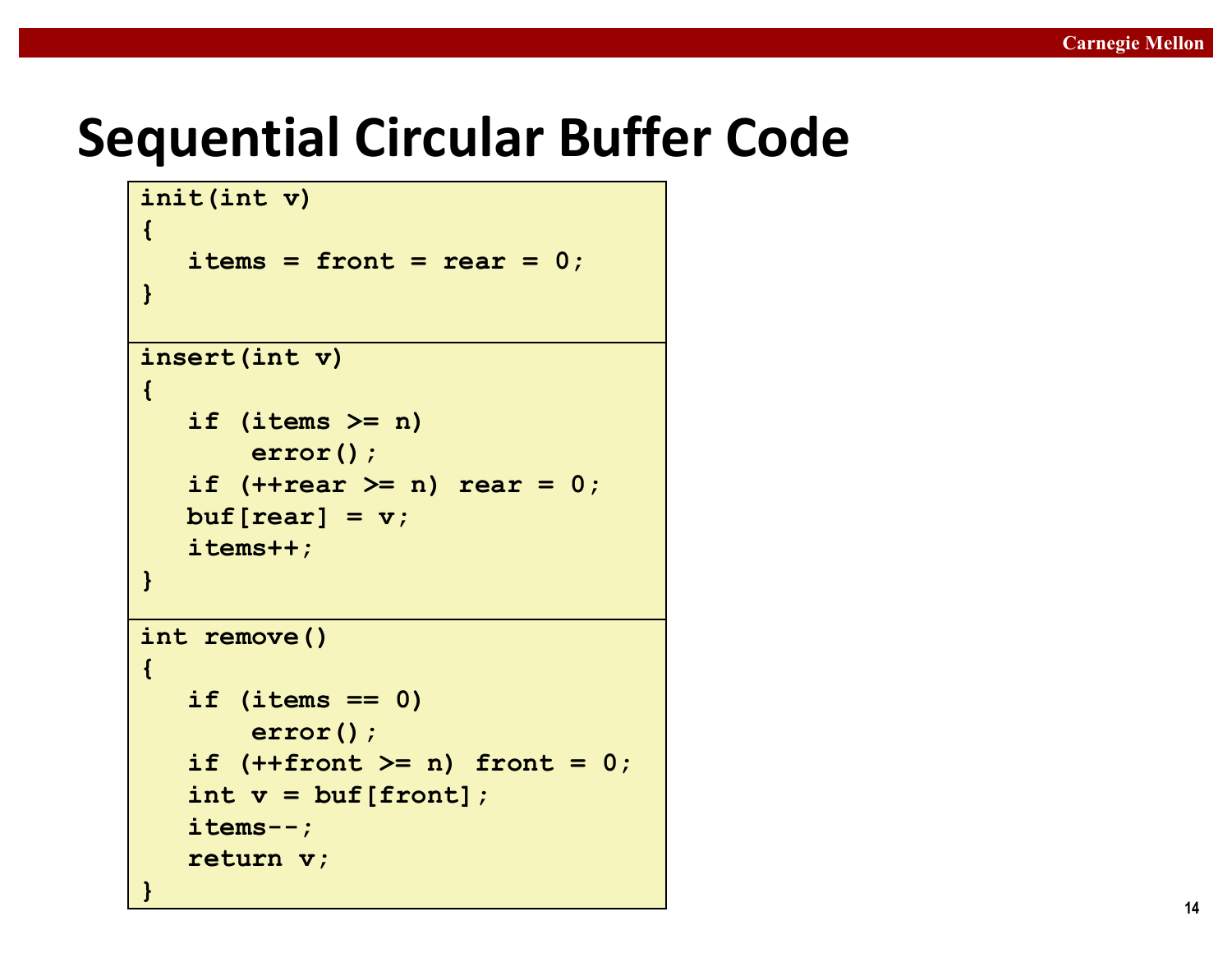# Sequential Circular Buffer Code

```
init(int v)
{
   items = front = rear = 0;
}
```

```
insert(int v)
{
   if (items >= n)
       error();
   if (++rear >= n) rear = 0;
   buf[rear] = v;
   items++;
}
```

```
int remove()
{
   if (items == 0)
       error();
   if (++front >= n) front = 0;
   int v = buf[front];
   items--;
   return v;
}
```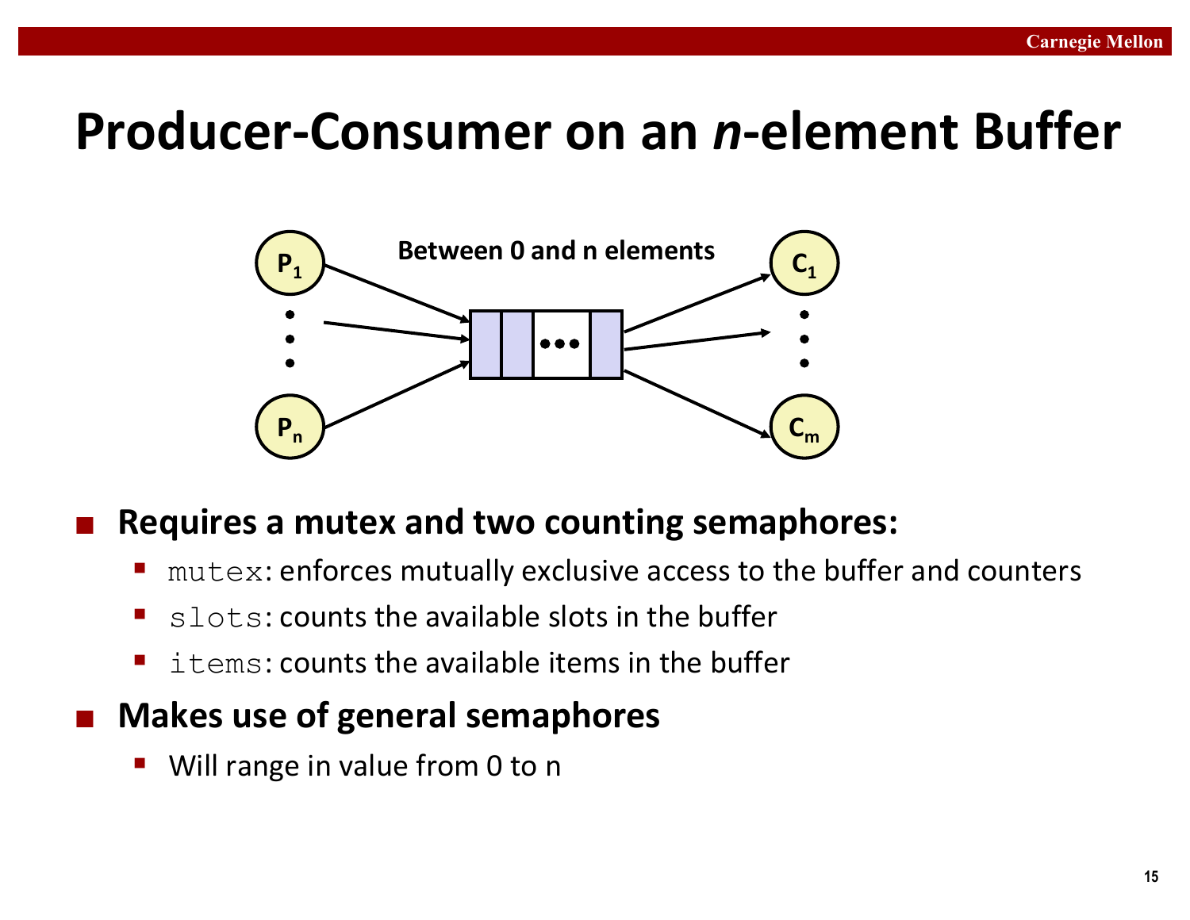# Producer-Consumer on an *n*-element Buffer

Between 0 and n elements

- **Requires a mutex and two counting semaphores:**
  - `mutex`: enforces mutually exclusive access to the buffer and counters
  - `slots`: counts the available slots in the buffer
  - `items`: counts the available items in the buffer
- **Makes use of general semaphores**
  - Will range in value from 0 to n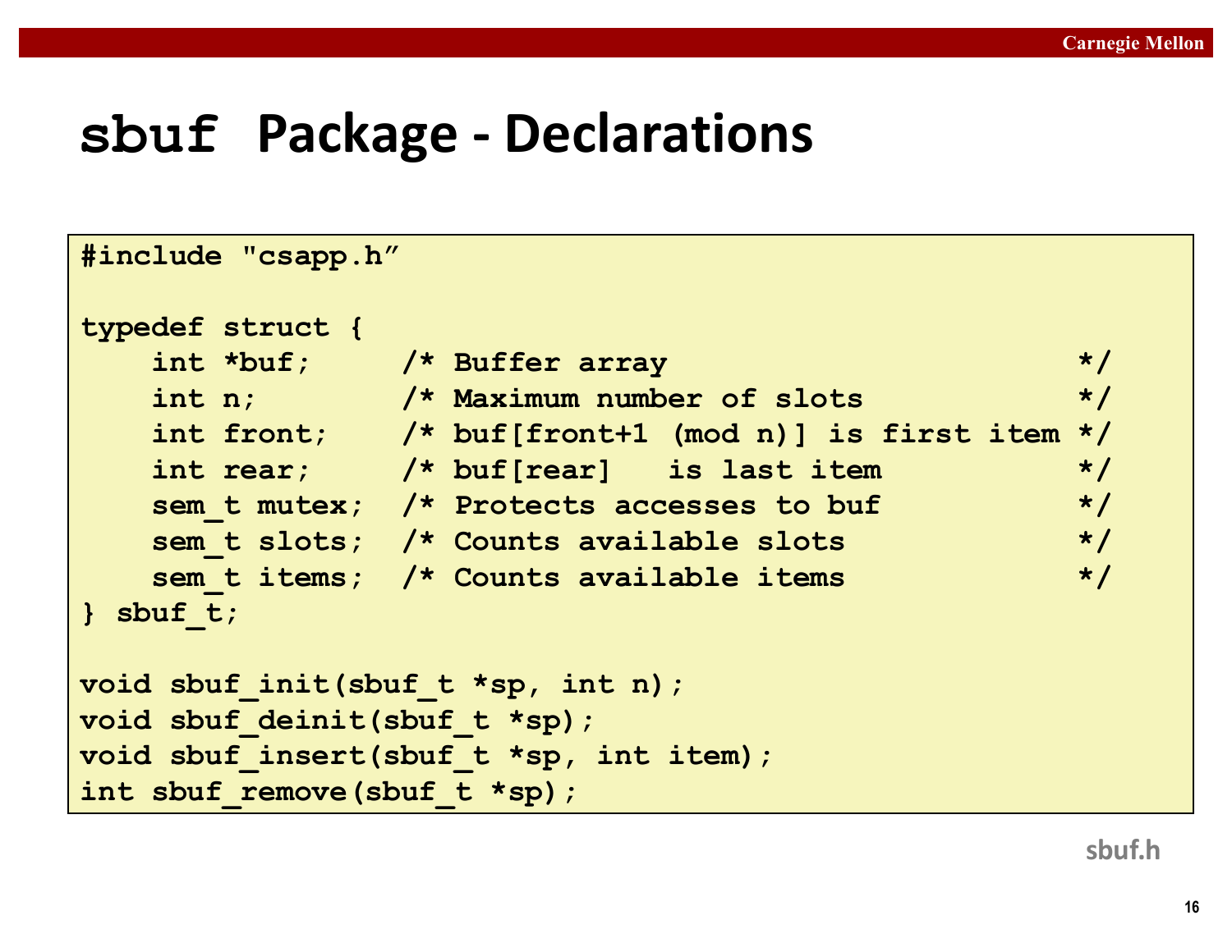# sbuf Package - Declarations

```c
#include "csapp.h"

typedef struct {
    int *buf;     /* Buffer array                          */
    int n;        /* Maximum number of slots               */
    int front;    /* buf[front+1 (mod n)] is first item */
    int rear;     /* buf[rear]   is last item              */
    sem_t mutex;  /* Protects accesses to buf              */
    sem_t slots;  /* Counts available slots                */
    sem_t items;  /* Counts available items                */
} sbuf_t;

void sbuf_init(sbuf_t *sp, int n);
void sbuf_deinit(sbuf_t *sp);
void sbuf_insert(sbuf_t *sp, int item);
int sbuf_remove(sbuf_t *sp);
```

sbuf.h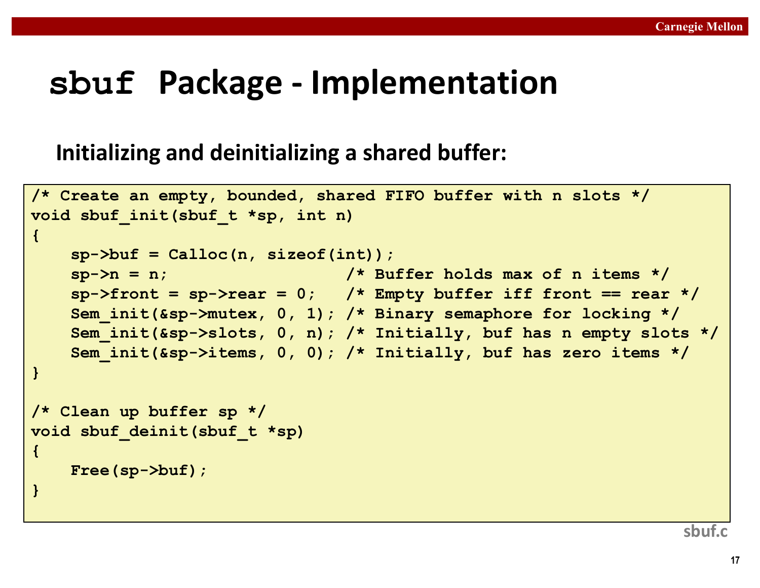# `sbuf` Package - Implementation

**Initializing and deinitializing a shared buffer:**

```
/* Create an empty, bounded, shared FIFO buffer with n slots */
void sbuf_init(sbuf_t *sp, int n)
{
    sp->buf = Calloc(n, sizeof(int));
    sp->n = n;                      /* Buffer holds max of n items */
    sp->front = sp->rear = 0;       /* Empty buffer iff front == rear */
    Sem_init(&sp->mutex, 0, 1);  /* Binary semaphore for locking */
    Sem_init(&sp->slots, 0, n);  /* Initially, buf has n empty slots */
    Sem_init(&sp->items, 0, 0);  /* Initially, buf has zero items */
}

/* Clean up buffer sp */
void sbuf_deinit(sbuf_t *sp)
{
    Free(sp->buf);
}
```

sbuf.c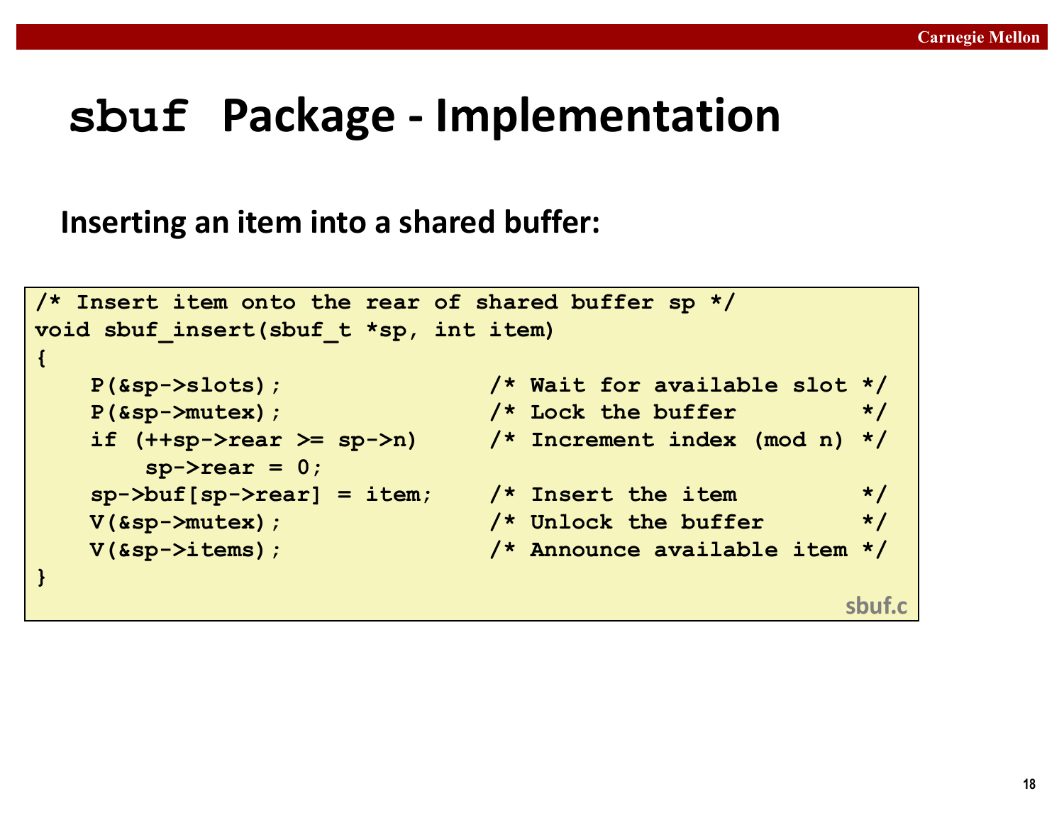# sbuf Package - Implementation

## Inserting an item into a shared buffer:

```
/* Insert item onto the rear of shared buffer sp */
void sbuf_insert(sbuf_t *sp, int item)
{
    P(&sp->slots);              /* Wait for available slot */
    P(&sp->mutex);              /* Lock the buffer         */
    if (++sp->rear >= sp->n)    /* Increment index (mod n) */
        sp->rear = 0;
    sp->buf[sp->rear] = item;   /* Insert the item         */
    V(&sp->mutex);              /* Unlock the buffer       */
    V(&sp->items);              /* Announce available item */
}
```

sbuf.c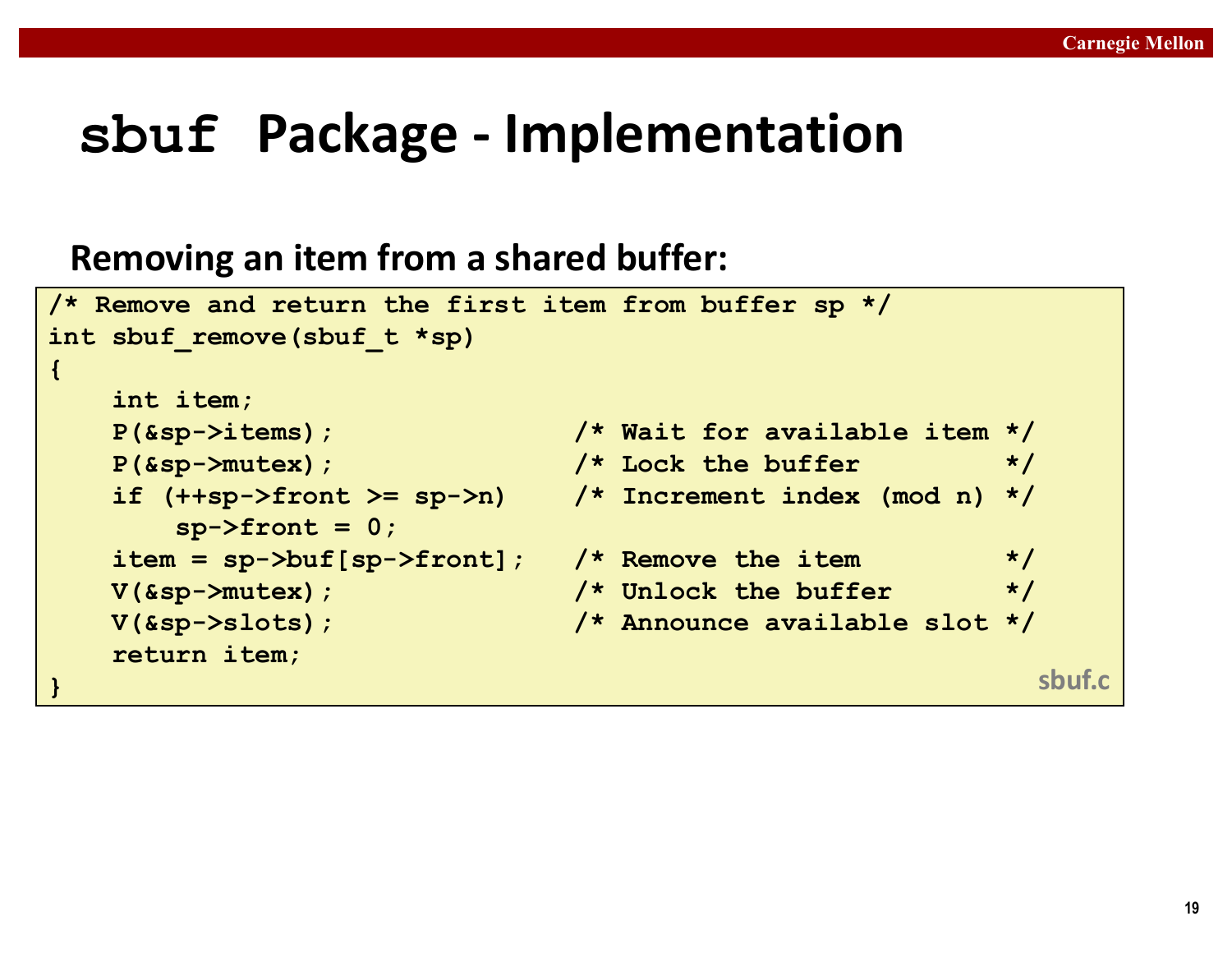# sbuf Package - Implementation

## Removing an item from a shared buffer:

```
/* Remove and return the first item from buffer sp */
int sbuf_remove(sbuf_t *sp)
{
    int item;
    P(&sp->items);                  /* Wait for available item */
    P(&sp->mutex);                  /* Lock the buffer         */
    if (++sp->front >= sp->n)       /* Increment index (mod n) */
        sp->front = 0;
    item = sp->buf[sp->front];      /* Remove the item         */
    V(&sp->mutex);                  /* Unlock the buffer       */
    V(&sp->slots);                  /* Announce available slot */
    return item;
}
```

sbuf.c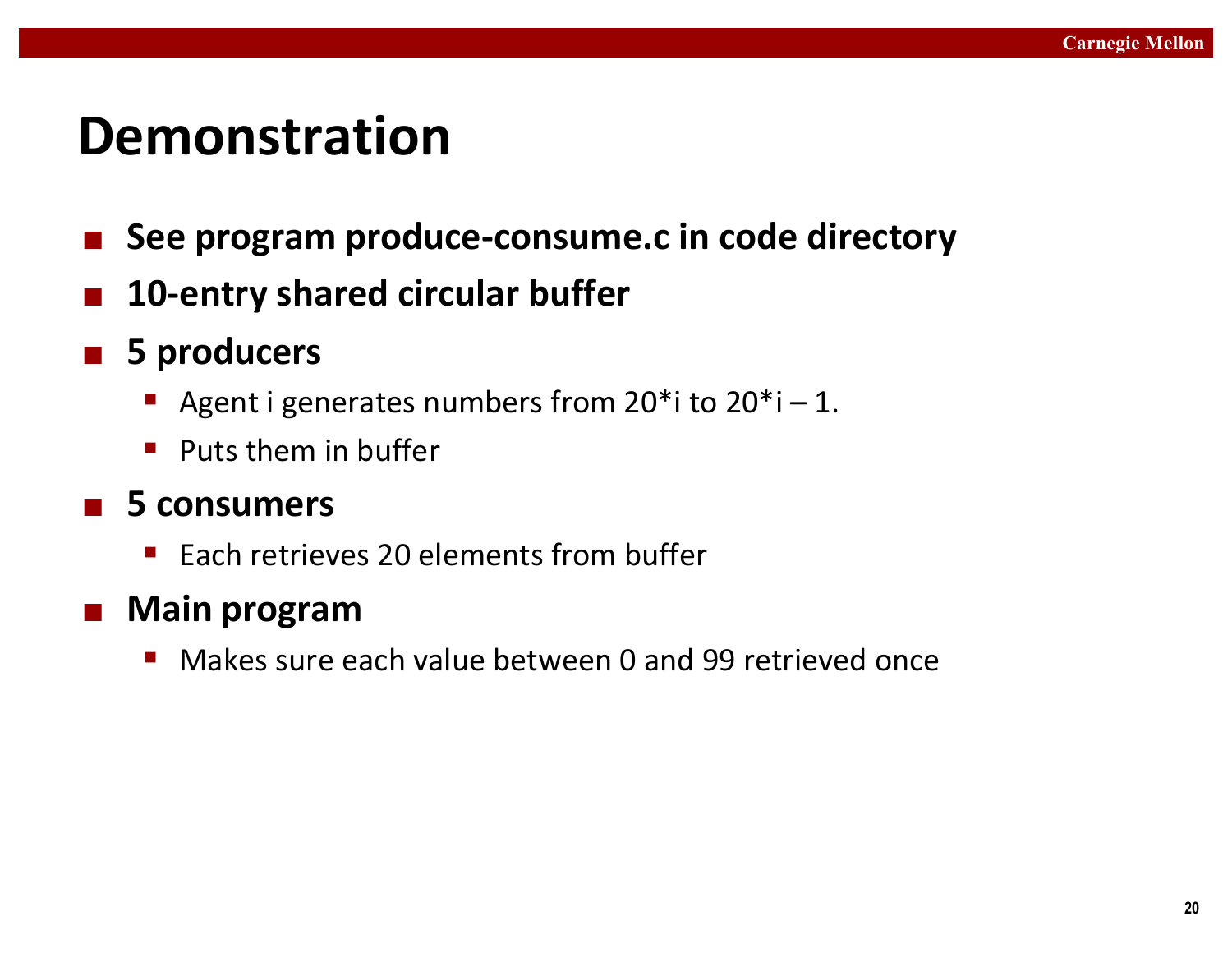# Demonstration

- **See program produce-consume.c in code directory**
- **10-entry shared circular buffer**
- **5 producers**
  - Agent i generates numbers from 20*i to 20*i – 1.
  - Puts them in buffer
- **5 consumers**
  - Each retrieves 20 elements from buffer
- **Main program**
  - Makes sure each value between 0 and 99 retrieved once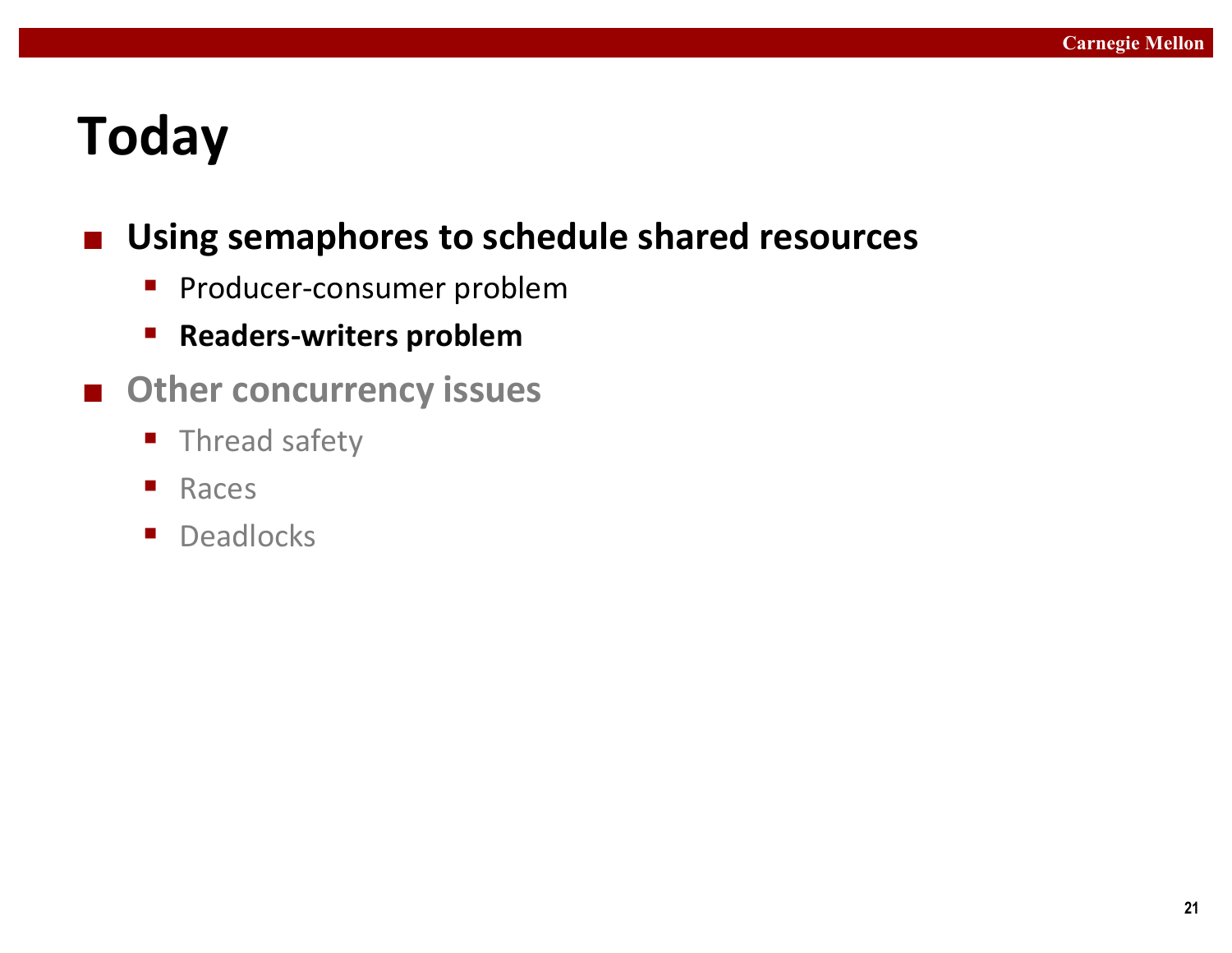# Today

- **Using semaphores to schedule shared resources**
  - Producer-consumer problem
  - **Readers-writers problem**
- Other concurrency issues
  - Thread safety
  - Races
  - Deadlocks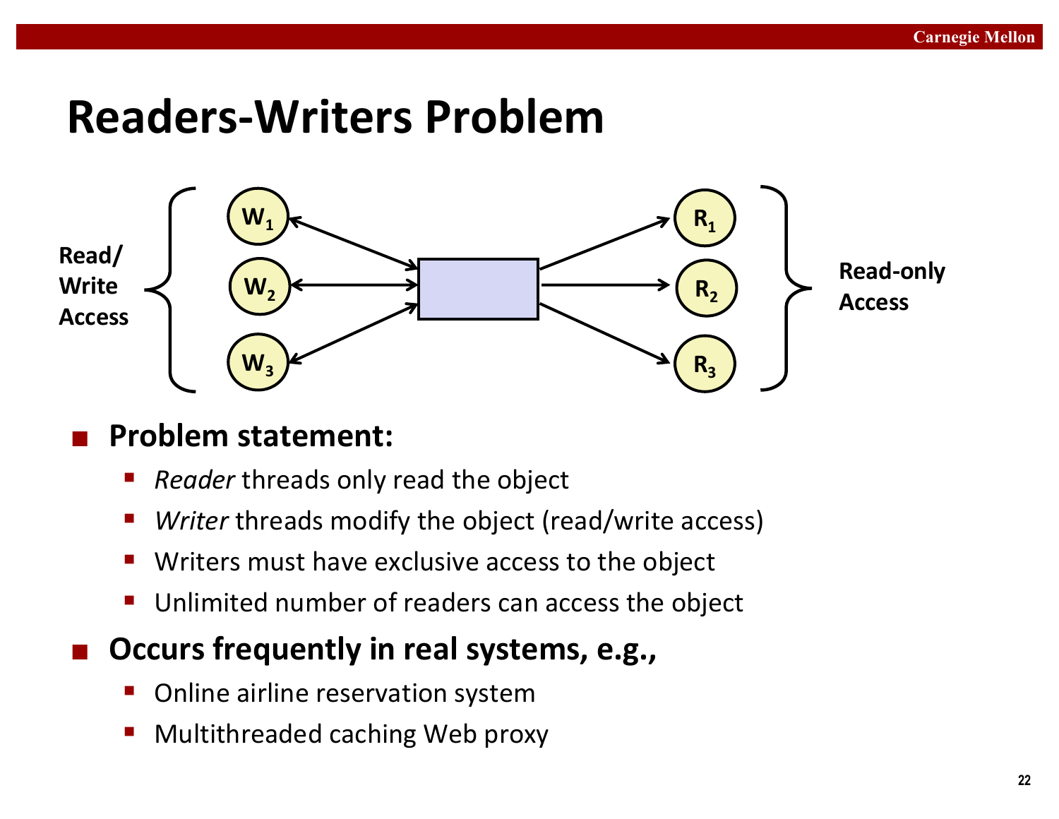# Readers-Writers Problem

Read/Write Access: $W_1$, $W_2$, $W_3$

Read-only Access: $R_1$, $R_2$, $R_3$

- **Problem statement:**
  - *Reader* threads only read the object
  - *Writer* threads modify the object (read/write access)
  - Writers must have exclusive access to the object
  - Unlimited number of readers can access the object
- **Occurs frequently in real systems, e.g.,**
  - Online airline reservation system
  - Multithreaded caching Web proxy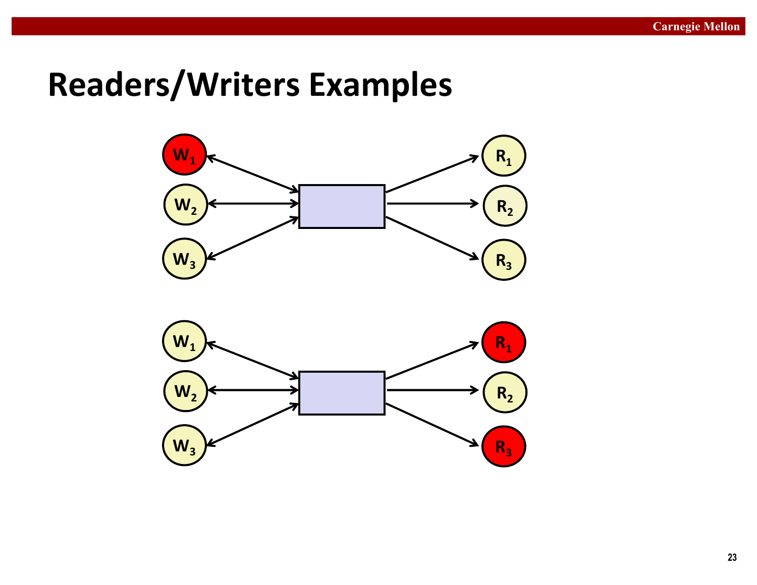# Readers/Writers Examples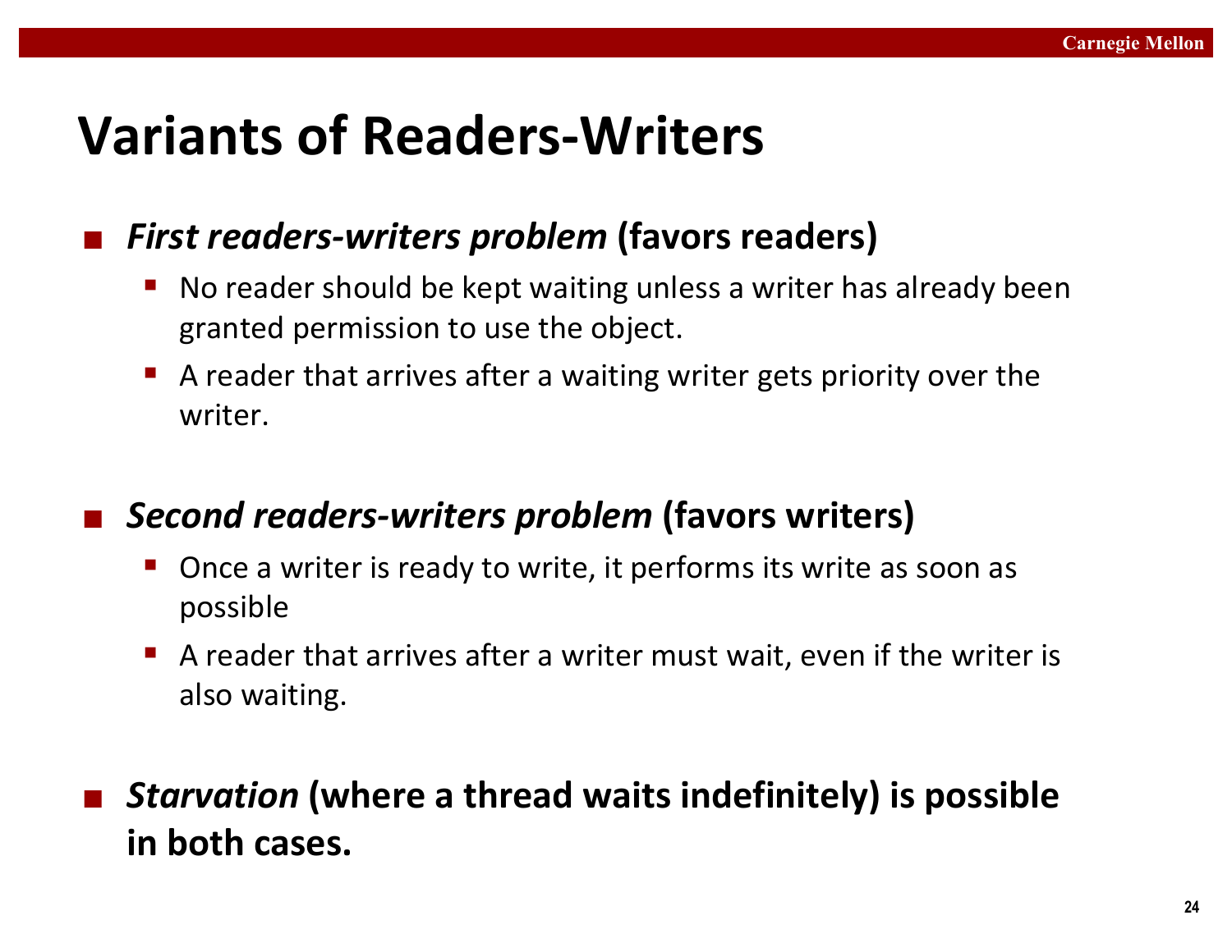# Variants of Readers-Writers

- ***First readers-writers problem* (favors readers)**
  - No reader should be kept waiting unless a writer has already been granted permission to use the object.
  - A reader that arrives after a waiting writer gets priority over the writer.

- ***Second readers-writers problem* (favors writers)**
  - Once a writer is ready to write, it performs its write as soon as possible
  - A reader that arrives after a writer must wait, even if the writer is also waiting.

- ***Starvation* (where a thread waits indefinitely) is possible in both cases.**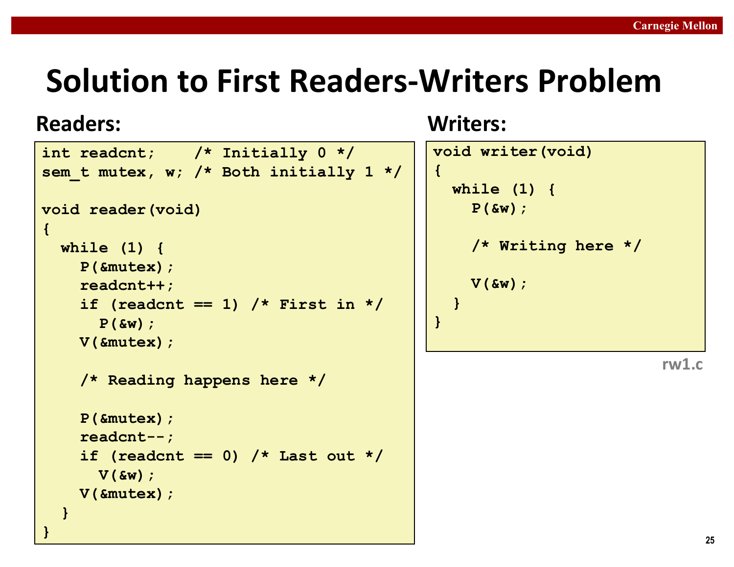# Solution to First Readers-Writers Problem

**Readers:**

```
int readcnt;    /* Initially 0 */
sem_t mutex, w; /* Both initially 1 */

void reader(void)
{
  while (1) {
    P(&mutex);
    readcnt++;
    if (readcnt == 1) /* First in */
      P(&w);
    V(&mutex);

    /* Reading happens here */

    P(&mutex);
    readcnt--;
    if (readcnt == 0) /* Last out */
      V(&w);
    V(&mutex);
  }
}
```

**Writers:**

```
void writer(void)
{
  while (1) {
    P(&w);

    /* Writing here */

    V(&w);
  }
}
```

rw1.c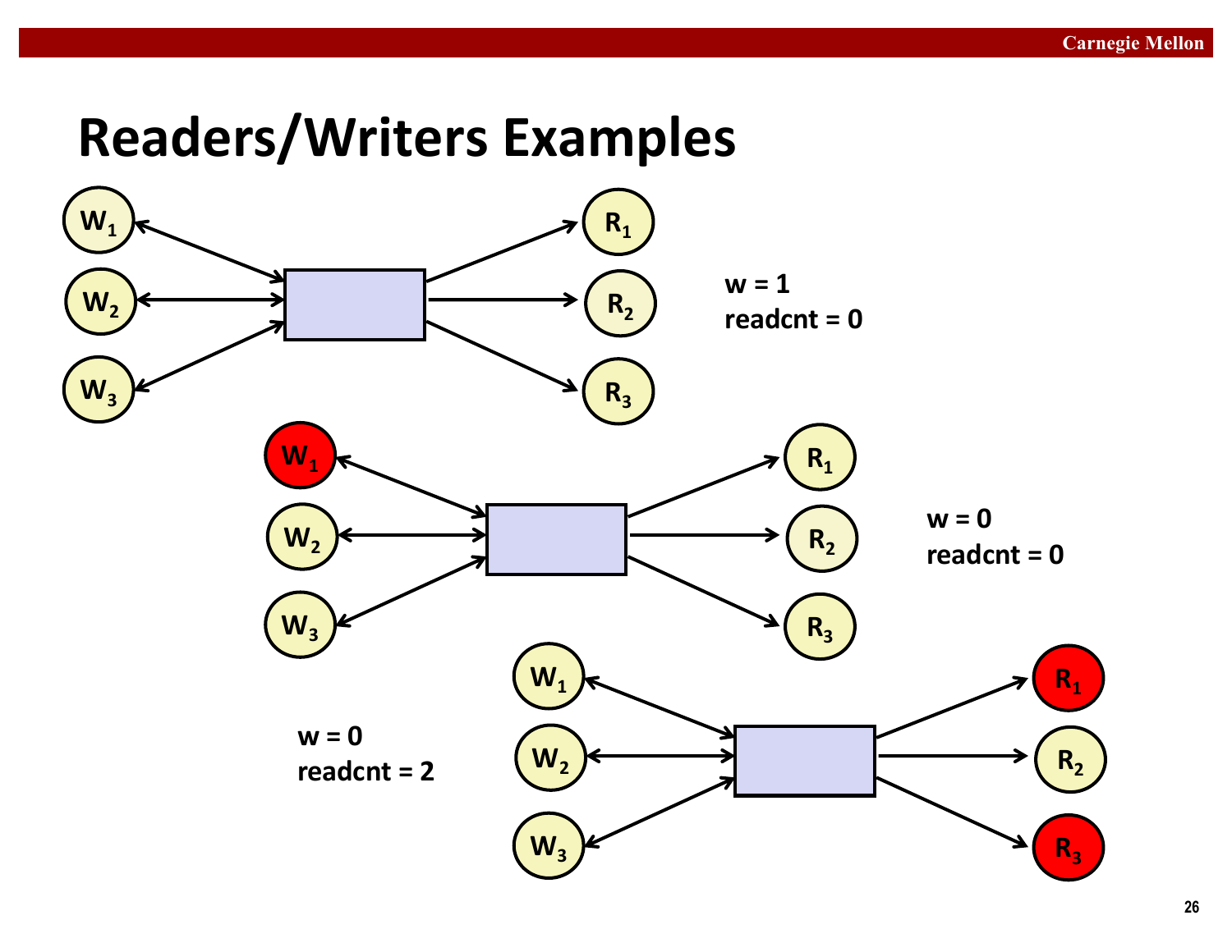# Readers/Writers Examples

$W_1$, $W_2$, $W_3$ → $R_1$, $R_2$, $R_3$

w = 1
readcnt = 0

$W_1$, $W_2$, $W_3$ → $R_1$, $R_2$, $R_3$

w = 0
readcnt = 0

$W_1$, $W_2$, $W_3$ → $R_1$, $R_2$, $R_3$

w = 0
readcnt = 2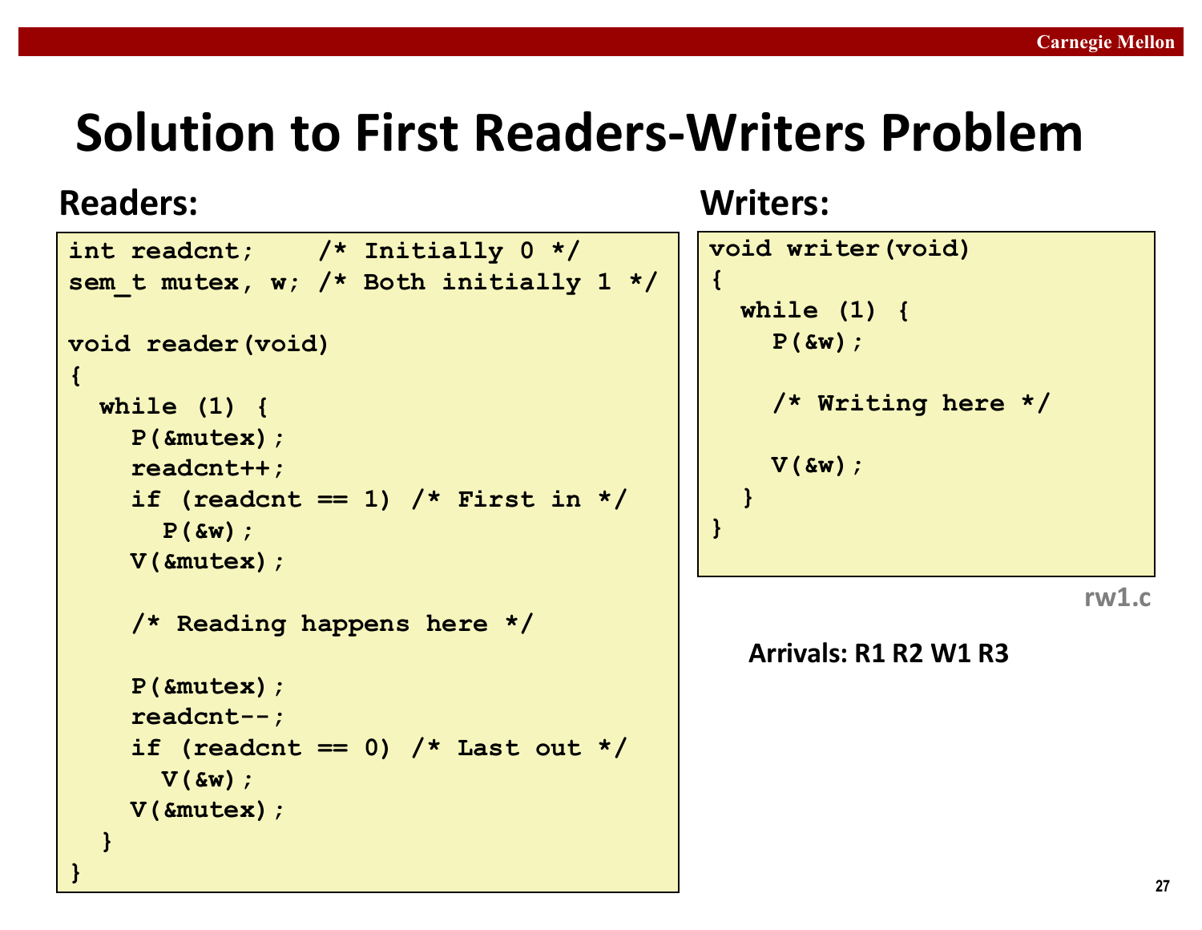# Solution to First Readers-Writers Problem

**Readers:**

```
int readcnt;    /* Initially 0 */
sem_t mutex, w; /* Both initially 1 */

void reader(void)
{
  while (1) {
    P(&mutex);
    readcnt++;
    if (readcnt == 1) /* First in */
      P(&w);
    V(&mutex);

    /* Reading happens here */

    P(&mutex);
    readcnt--;
    if (readcnt == 0) /* Last out */
      V(&w);
    V(&mutex);
  }
}
```

**Writers:**

```
void writer(void)
{
  while (1) {
    P(&w);

    /* Writing here */

    V(&w);
  }
}
```

rw1.c

**Arrivals: R1 R2 W1 R3**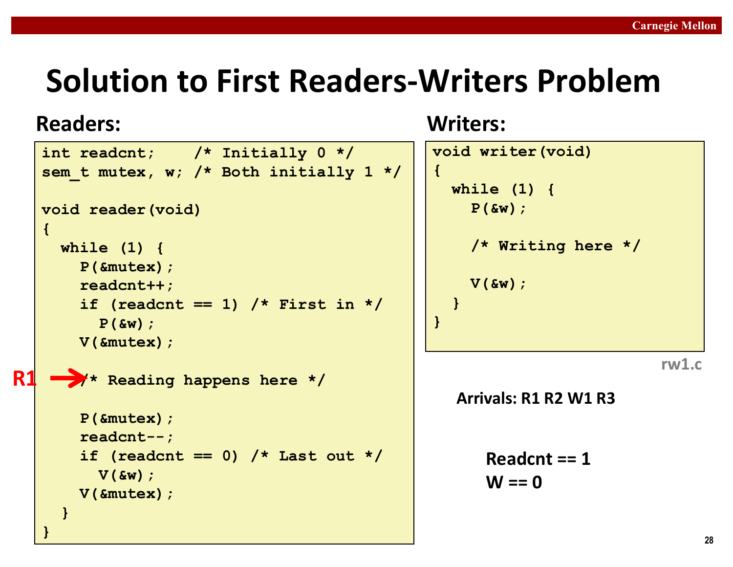# Solution to First Readers-Writers Problem

**Readers:**

```
int readcnt;    /* Initially 0 */
sem_t mutex, w; /* Both initially 1 */

void reader(void)
{
  while (1) {
    P(&mutex);
    readcnt++;
    if (readcnt == 1) /* First in */
      P(&w);
    V(&mutex);

    /* Reading happens here */

    P(&mutex);
    readcnt--;
    if (readcnt == 0) /* Last out */
      V(&w);
    V(&mutex);
  }
}
```

R1 → (at `/* Reading happens here */`)

**Writers:**

```
void writer(void)
{
  while (1) {
    P(&w);

    /* Writing here */

    V(&w);
  }
}
```

rw1.c

**Arrivals: R1 R2 W1 R3**

**Readcnt == 1**
**W == 0**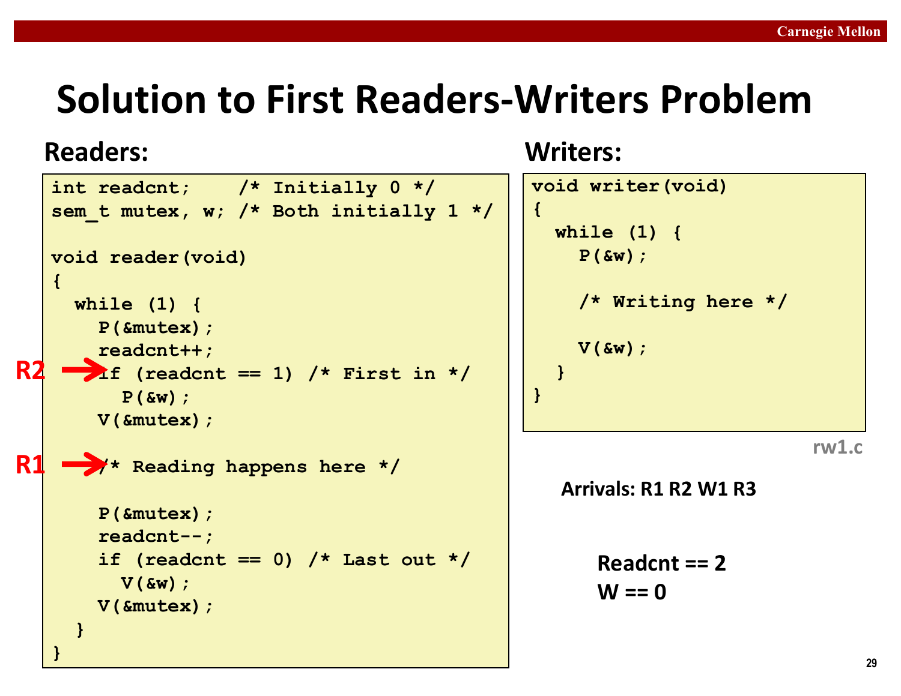# Solution to First Readers-Writers Problem

**Readers:**

```
int readcnt;    /* Initially 0 */
sem_t mutex, w; /* Both initially 1 */

void reader(void)
{
  while (1) {
    P(&mutex);
    readcnt++;
R2 →if (readcnt == 1) /* First in */
      P(&w);
    V(&mutex);

R1 →/* Reading happens here */

    P(&mutex);
    readcnt--;
    if (readcnt == 0) /* Last out */
      V(&w);
    V(&mutex);
  }
}
```

**Writers:**

```
void writer(void)
{
  while (1) {
    P(&w);

    /* Writing here */

    V(&w);
  }
}
```

rw1.c

**Arrivals: R1 R2 W1 R3**

**Readcnt == 2**
**W == 0**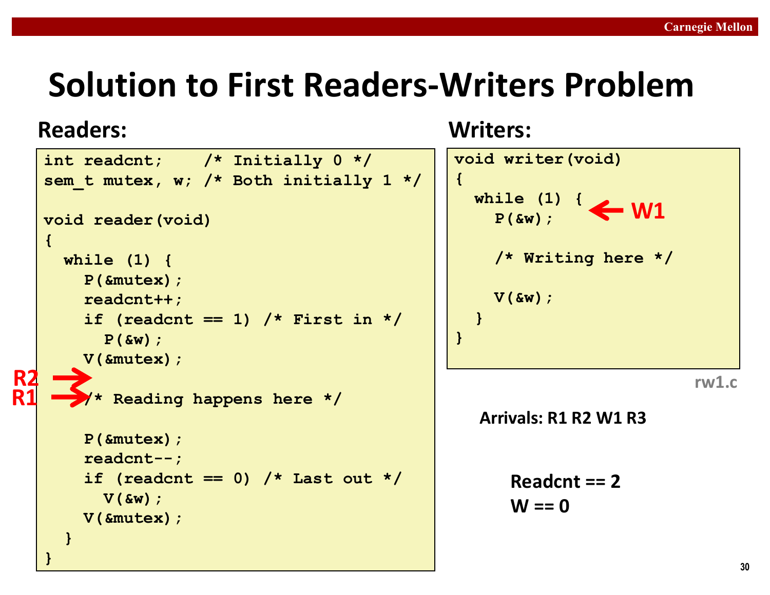# Solution to First Readers-Writers Problem

**Readers:**

```
int readcnt;    /* Initially 0 */
sem_t mutex, w; /* Both initially 1 */

void reader(void)
{
  while (1) {
    P(&mutex);
    readcnt++;
    if (readcnt == 1) /* First in */
      P(&w);
    V(&mutex);

    /* Reading happens here */

    P(&mutex);
    readcnt--;
    if (readcnt == 0) /* Last out */
      V(&w);
    V(&mutex);
  }
}
```

R2 →, R1 → (pointing at "Reading happens here")

**Writers:**

```
void writer(void)
{
  while (1) {
    P(&w);

    /* Writing here */

    V(&w);
  }
}
```

W1 ← (pointing at P(&w))

rw1.c

**Arrivals: R1 R2 W1 R3**

**Readcnt == 2**
**W == 0**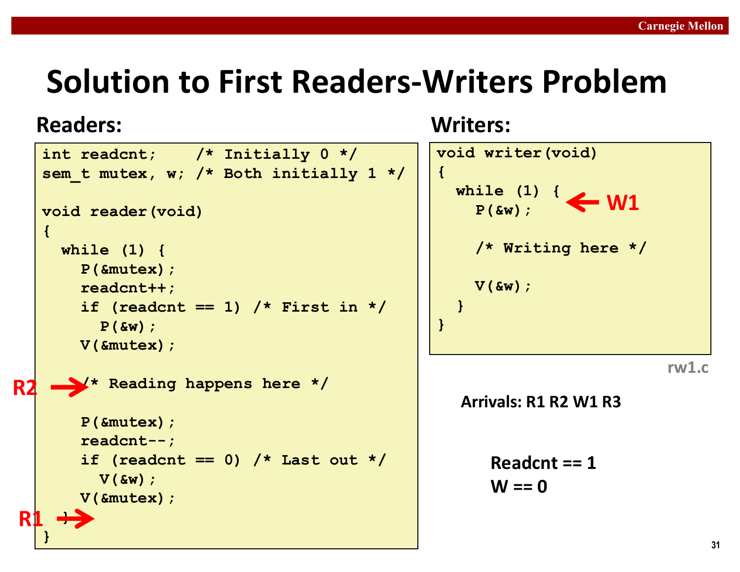# Solution to First Readers-Writers Problem

## Readers:

```
int readcnt;    /* Initially 0 */
sem_t mutex, w; /* Both initially 1 */

void reader(void)
{
  while (1) {
    P(&mutex);
    readcnt++;
    if (readcnt == 1) /* First in */
      P(&w);
    V(&mutex);

    /* Reading happens here */     <- R2

    P(&mutex);
    readcnt--;
    if (readcnt == 0) /* Last out */
      V(&w);
    V(&mutex);
  }                                <- R1
}
```

## Writers:

```
void writer(void)
{
  while (1) {
    P(&w);                         <- W1

    /* Writing here */

    V(&w);
  }
}
```

rw1.c

**Arrivals: R1 R2 W1 R3**

**Readcnt == 1**
**W == 0**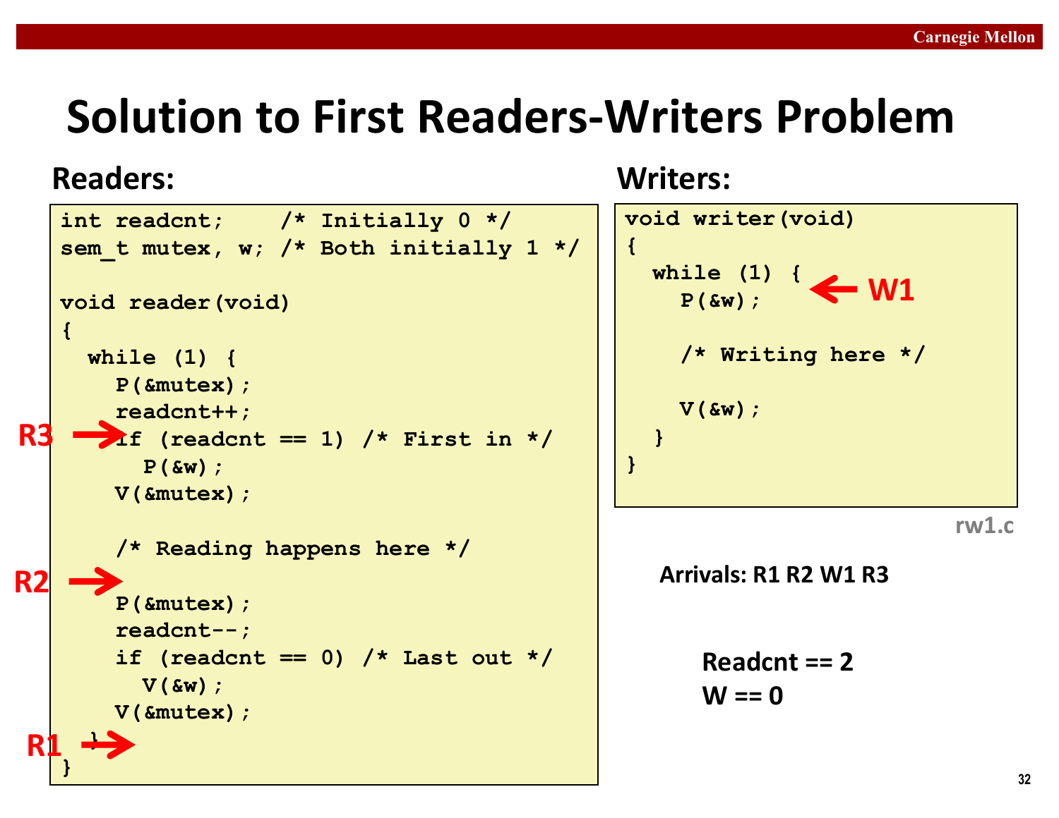# Solution to First Readers-Writers Problem

**Readers:**

```
int readcnt;    /* Initially 0 */
sem_t mutex, w; /* Both initially 1 */

void reader(void)
{
  while (1) {
    P(&mutex);
    readcnt++;
    if (readcnt == 1) /* First in */    <- R3
      P(&w);
    V(&mutex);

    /* Reading happens here */
                                         <- R2
    P(&mutex);
    readcnt--;
    if (readcnt == 0) /* Last out */
      V(&w);
    V(&mutex);
  }                                      <- R1
}
```

**Writers:**

```
void writer(void)
{
  while (1) {
    P(&w);                               <- W1

    /* Writing here */

    V(&w);
  }
}
```

rw1.c

**Arrivals: R1 R2 W1 R3**

**Readcnt == 2**
**W == 0**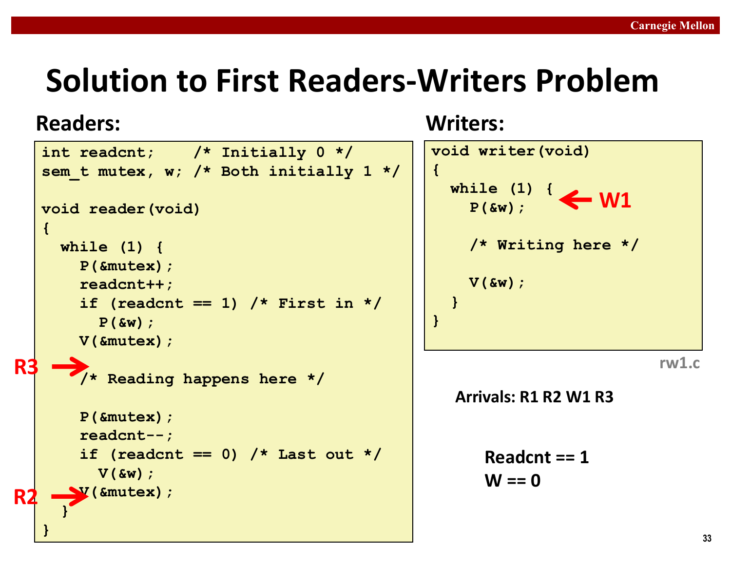# Solution to First Readers-Writers Problem

**Readers:**

```
int readcnt;    /* Initially 0 */
sem_t mutex, w; /* Both initially 1 */

void reader(void)
{
  while (1) {
    P(&mutex);
    readcnt++;
    if (readcnt == 1) /* First in */
      P(&w);
    V(&mutex);

    /* Reading happens here */

    P(&mutex);
    readcnt--;
    if (readcnt == 0) /* Last out */
      V(&w);
    V(&mutex);
  }
}
```

R3 → (before "Reading happens here")

R2 → (at final `V(&mutex);`)

**Writers:**

```
void writer(void)
{
  while (1) {
    P(&w);

    /* Writing here */

    V(&w);
  }
}
```

W1 ← (at `P(&w);`)

rw1.c

**Arrivals: R1 R2 W1 R3**

**Readcnt == 1**
**W == 0**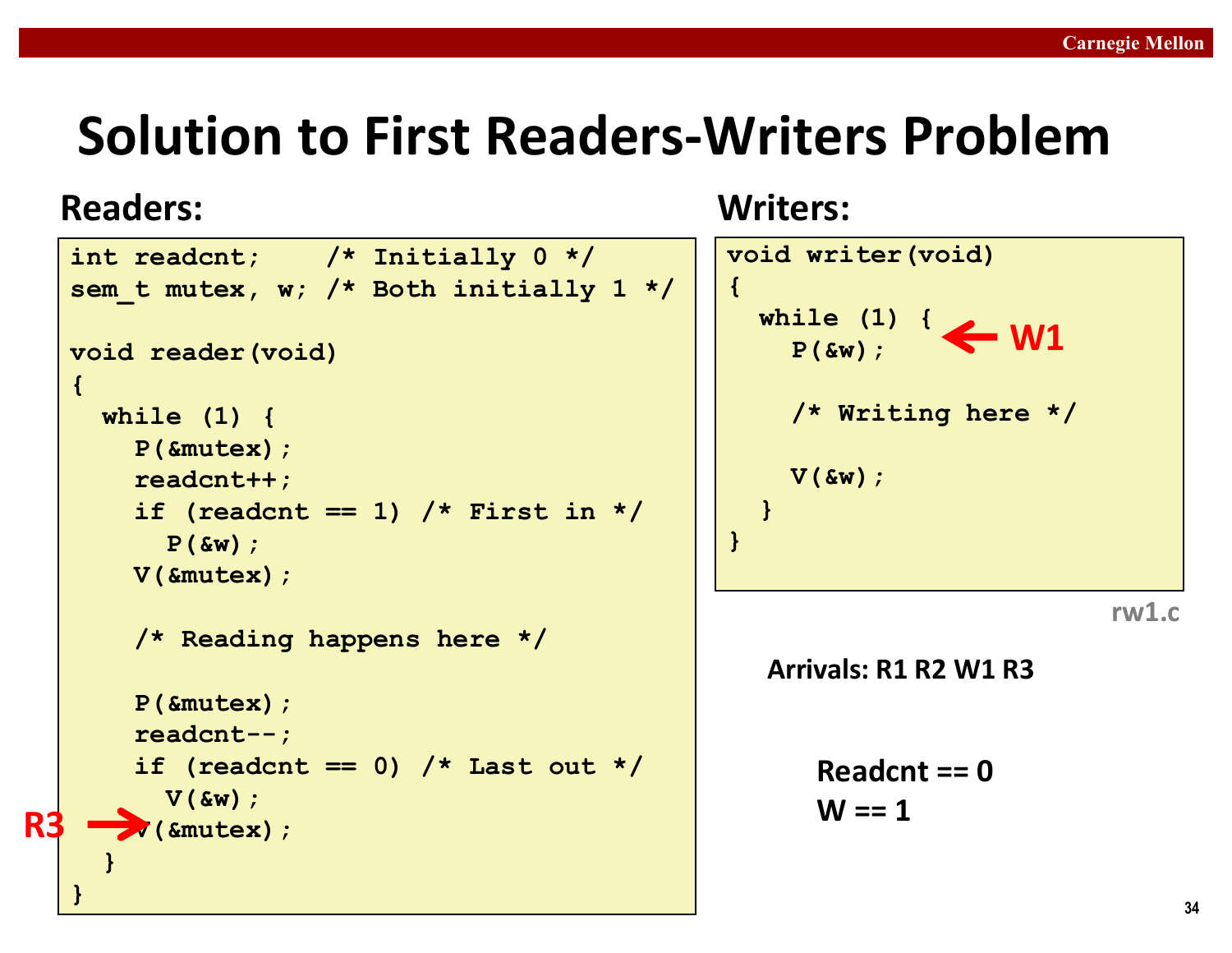# Solution to First Readers-Writers Problem

## Readers:

```
int readcnt;    /* Initially 0 */
sem_t mutex, w; /* Both initially 1 */

void reader(void)
{
  while (1) {
    P(&mutex);
    readcnt++;
    if (readcnt == 1) /* First in */
      P(&w);
    V(&mutex);

    /* Reading happens here */

    P(&mutex);
    readcnt--;
    if (readcnt == 0) /* Last out */
      V(&w);
R3 →  V(&mutex);
  }
}
```

## Writers:

```
void writer(void)
{
  while (1) {      ← W1
    P(&w);

    /* Writing here */

    V(&w);
  }
}
```

rw1.c

**Arrivals: R1 R2 W1 R3**

**Readcnt == 0**
**W == 1**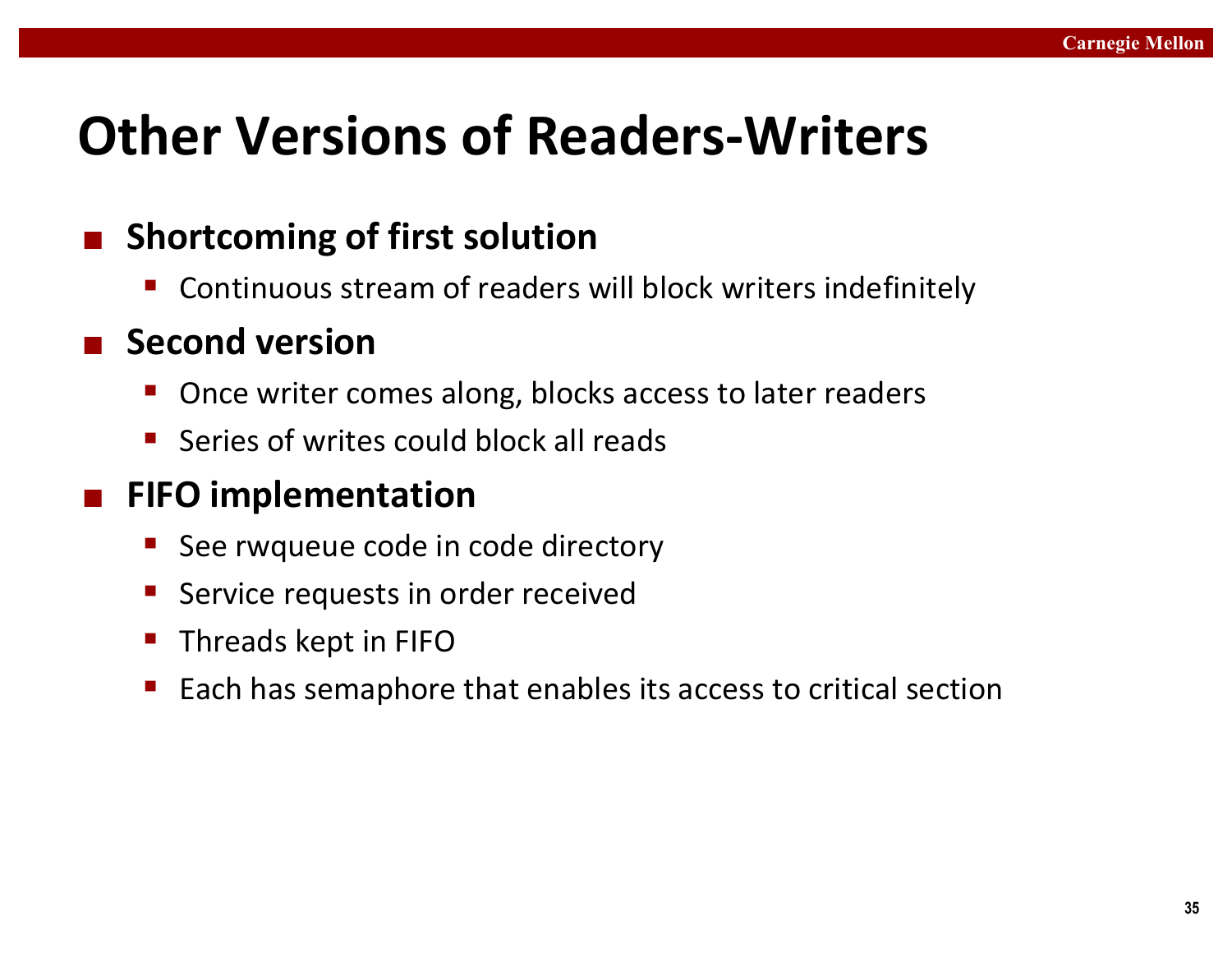# Other Versions of Readers-Writers

- **Shortcoming of first solution**
  - Continuous stream of readers will block writers indefinitely
- **Second version**
  - Once writer comes along, blocks access to later readers
  - Series of writes could block all reads
- **FIFO implementation**
  - See rwqueue code in code directory
  - Service requests in order received
  - Threads kept in FIFO
  - Each has semaphore that enables its access to critical section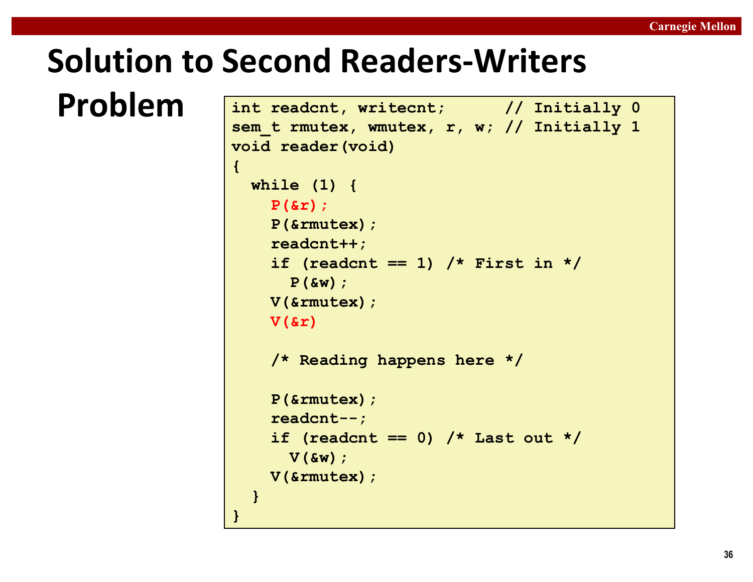# Solution to Second Readers-Writers Problem

```
int readcnt, writecnt;      // Initially 0
sem_t rmutex, wmutex, r, w; // Initially 1
void reader(void)
{
  while (1) {
    P(&r);
    P(&rmutex);
    readcnt++;
    if (readcnt == 1) /* First in */
      P(&w);
    V(&rmutex);
    V(&r)

    /* Reading happens here */

    P(&rmutex);
    readcnt--;
    if (readcnt == 0) /* Last out */
      V(&w);
    V(&rmutex);
  }
}
```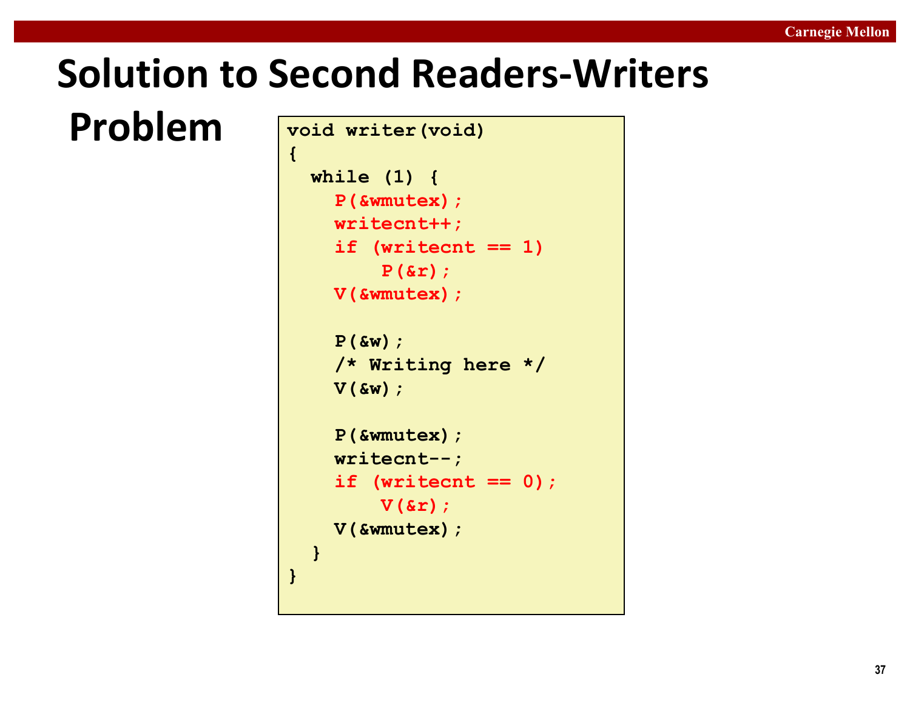# Solution to Second Readers-Writers Problem

```
void writer(void)
{
  while (1) {
    P(&wmutex);
    writecnt++;
    if (writecnt == 1)
        P(&r);
    V(&wmutex);

    P(&w);
    /* Writing here */
    V(&w);

    P(&wmutex);
    writecnt--;
    if (writecnt == 0);
        V(&r);
    V(&wmutex);
  }
}
```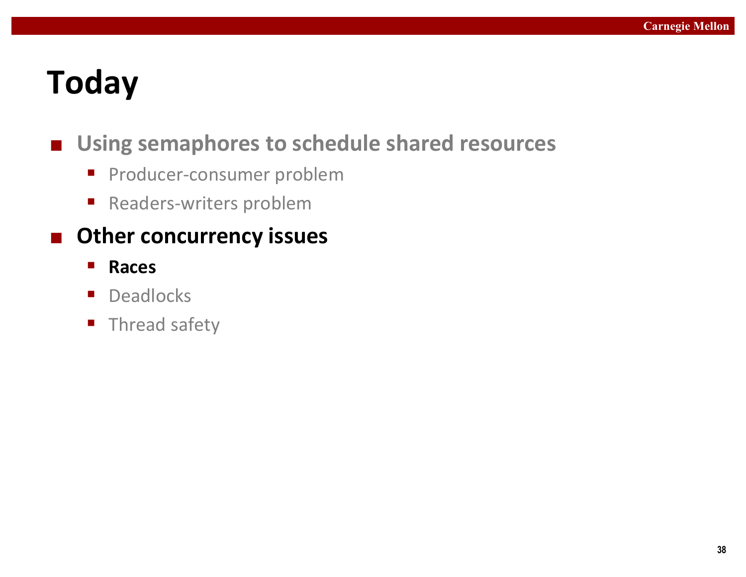# Today

- Using semaphores to schedule shared resources
  - Producer-consumer problem
  - Readers-writers problem
- **Other concurrency issues**
  - **Races**
  - Deadlocks
  - Thread safety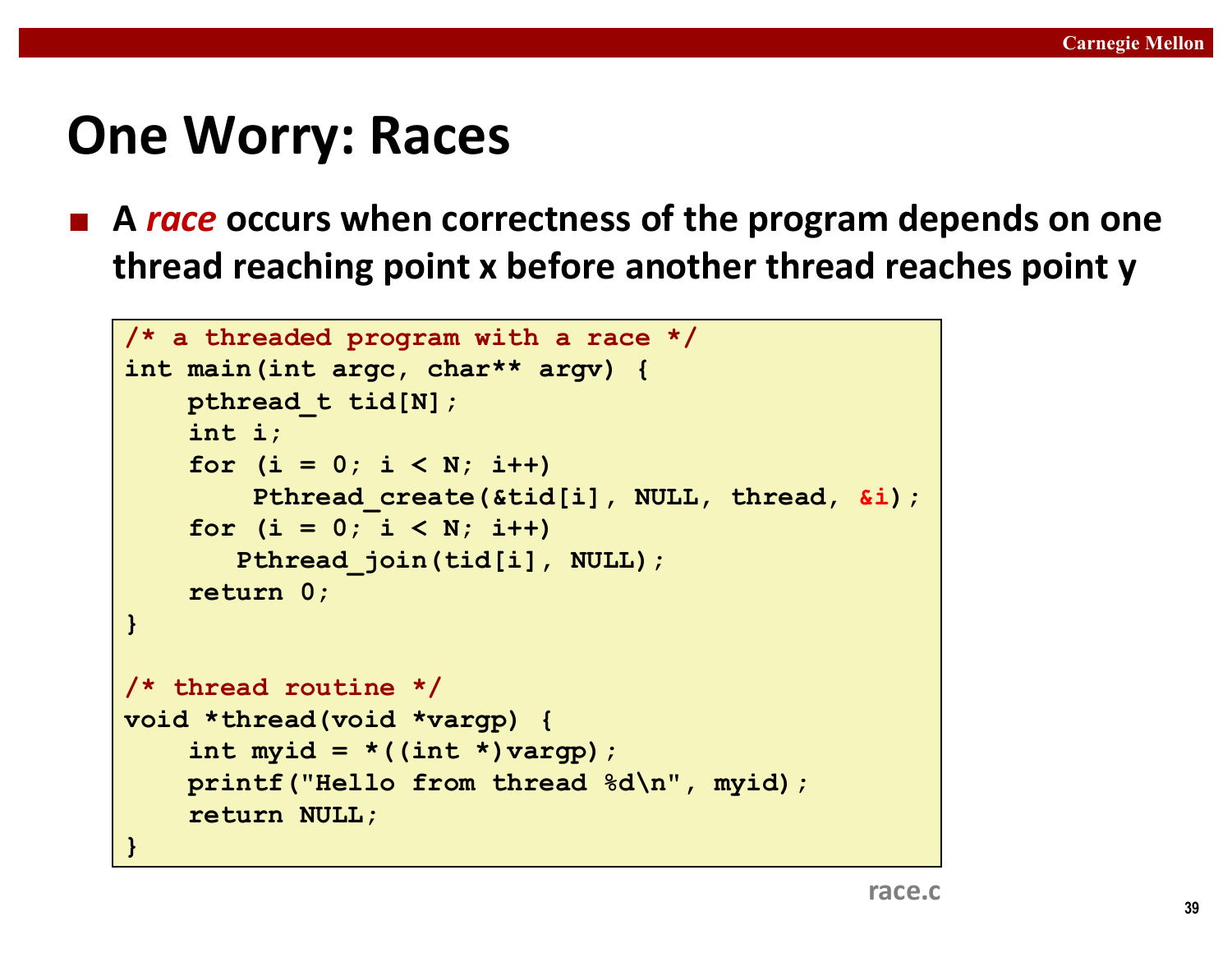# One Worry: Races

- A ***race*** occurs when correctness of the program depends on one thread reaching point x before another thread reaches point y

```
/* a threaded program with a race */
int main(int argc, char** argv) {
    pthread_t tid[N];
    int i;
    for (i = 0; i < N; i++)
        Pthread_create(&tid[i], NULL, thread, &i);
    for (i = 0; i < N; i++)
       Pthread_join(tid[i], NULL);
    return 0;
}

/* thread routine */
void *thread(void *vargp) {
    int myid = *((int *)vargp);
    printf("Hello from thread %d\n", myid);
    return NULL;
}
```

race.c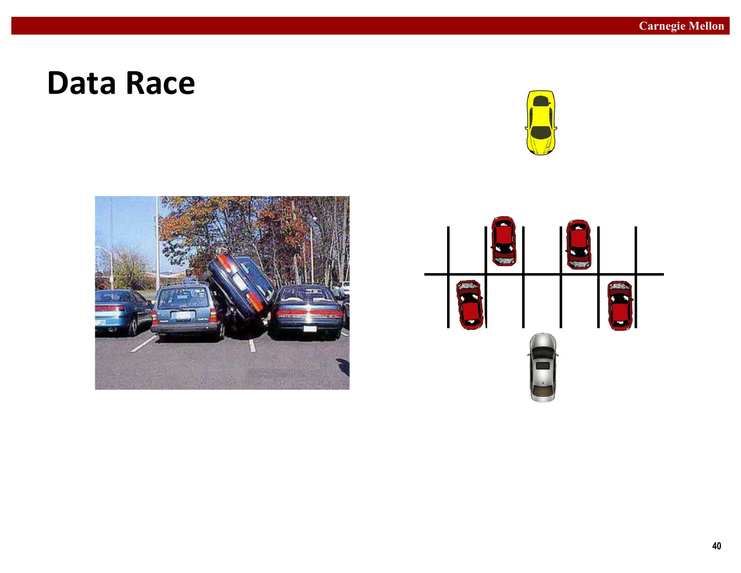# Data Race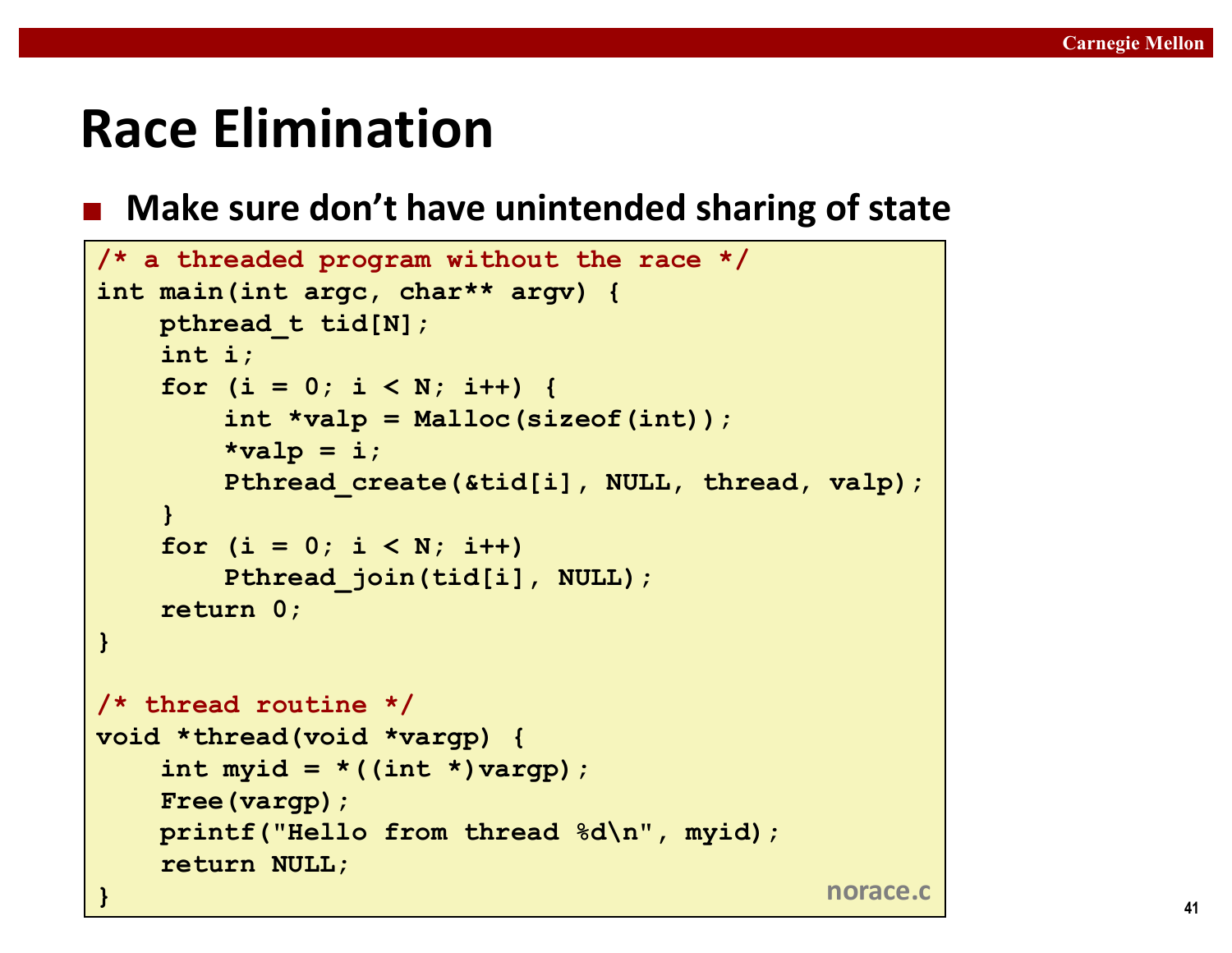# Race Elimination

- **Make sure don't have unintended sharing of state**

```c
/* a threaded program without the race */
int main(int argc, char** argv) {
    pthread_t tid[N];
    int i;
    for (i = 0; i < N; i++) {
        int *valp = Malloc(sizeof(int));
        *valp = i;
        Pthread_create(&tid[i], NULL, thread, valp);
    }
    for (i = 0; i < N; i++)
        Pthread_join(tid[i], NULL);
    return 0;
}

/* thread routine */
void *thread(void *vargp) {
    int myid = *((int *)vargp);
    Free(vargp);
    printf("Hello from thread %d\n", myid);
    return NULL;
}
```

norace.c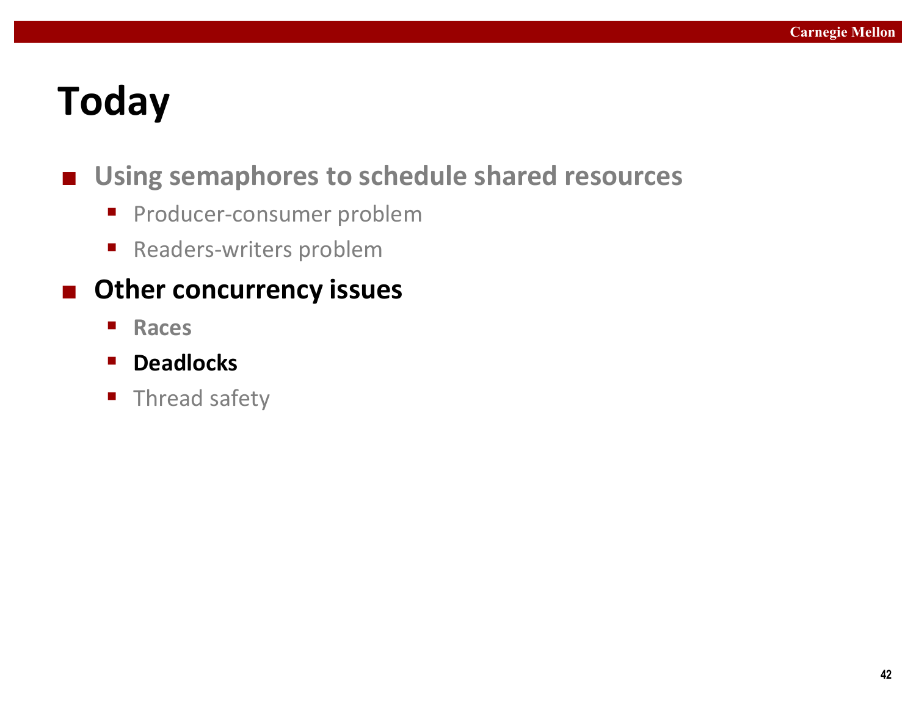# Today

- **Using semaphores to schedule shared resources**
  - Producer-consumer problem
  - Readers-writers problem
- **Other concurrency issues**
  - **Races**
  - **Deadlocks**
  - Thread safety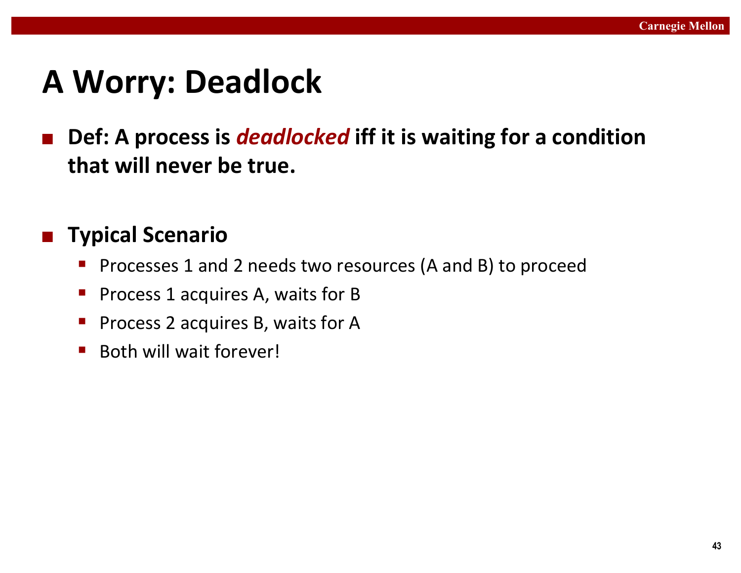# A Worry: Deadlock

- **Def: A process is *deadlocked* iff it is waiting for a condition that will never be true.**

- **Typical Scenario**
  - Processes 1 and 2 needs two resources (A and B) to proceed
  - Process 1 acquires A, waits for B
  - Process 2 acquires B, waits for A
  - Both will wait forever!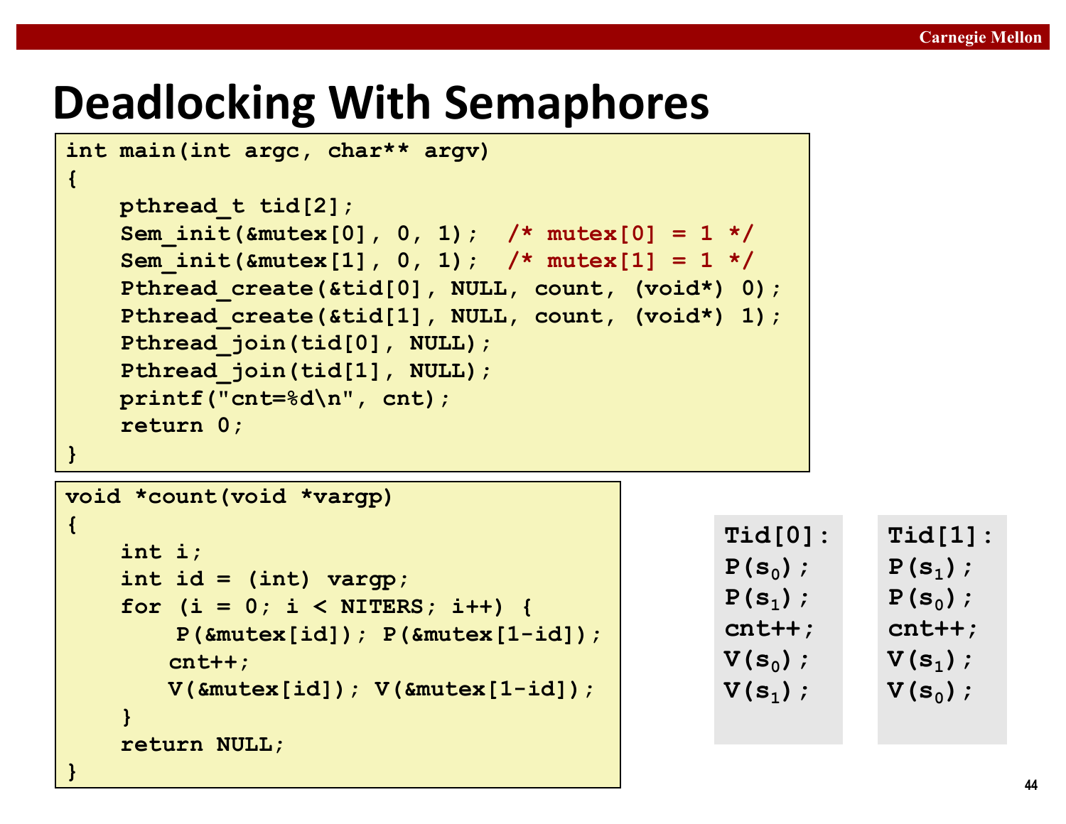# Deadlocking With Semaphores

```
int main(int argc, char** argv)
{
    pthread_t tid[2];
    Sem_init(&mutex[0], 0, 1);  /* mutex[0] = 1 */
    Sem_init(&mutex[1], 0, 1);  /* mutex[1] = 1 */
    Pthread_create(&tid[0], NULL, count, (void*) 0);
    Pthread_create(&tid[1], NULL, count, (void*) 1);
    Pthread_join(tid[0], NULL);
    Pthread_join(tid[1], NULL);
    printf("cnt=%d\n", cnt);
    return 0;
}
```

```
void *count(void *vargp)
{
    int i;
    int id = (int) vargp;
    for (i = 0; i < NITERS; i++) {
         P(&mutex[id]); P(&mutex[1-id]);
        cnt++;
        V(&mutex[id]); V(&mutex[1-id]);
    }
    return NULL;
}
```

```
Tid[0]:
P(s0);
P(s1);
cnt++;
V(s0);
V(s1);
```

```
Tid[1]:
P(s1);
P(s0);
cnt++;
V(s1);
V(s0);
```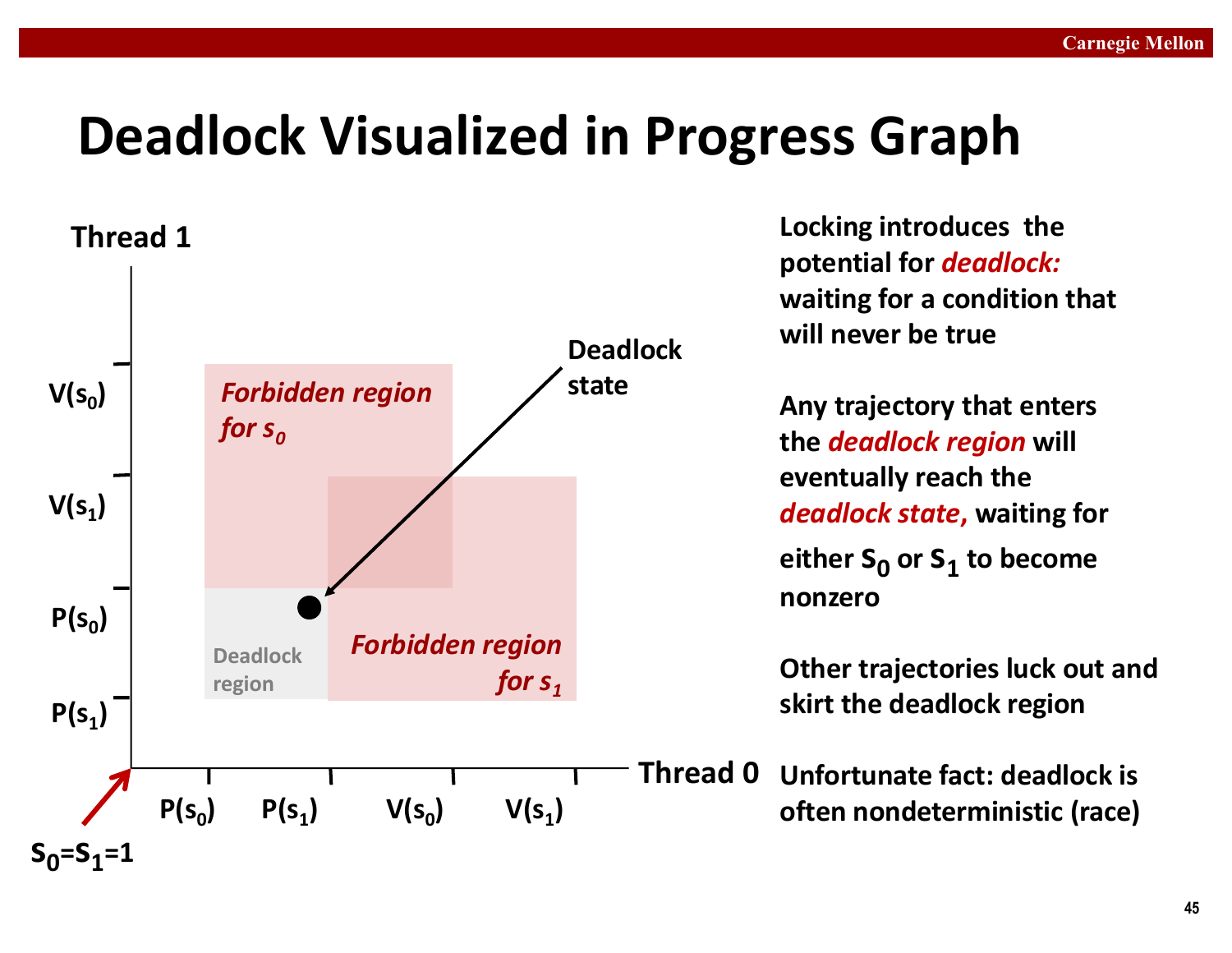# Deadlock Visualized in Progress Graph

Thread 1

$V(s_0)$

$V(s_1)$

$P(s_0)$

$P(s_1)$

*Forbidden region for $s_0$*

*Forbidden region for $s_1$*

Deadlock region

Deadlock state

Thread 0

$P(s_0)$ $P(s_1)$ $V(s_0)$ $V(s_1)$

$S_0$=$S_1$=1

**Locking introduces the potential for *deadlock:* waiting for a condition that will never be true**

**Any trajectory that enters the *deadlock region* will eventually reach the *deadlock state,* waiting for either $S_0$ or $S_1$ to become nonzero**

**Other trajectories luck out and skirt the deadlock region**

**Unfortunate fact: deadlock is often nondeterministic (race)**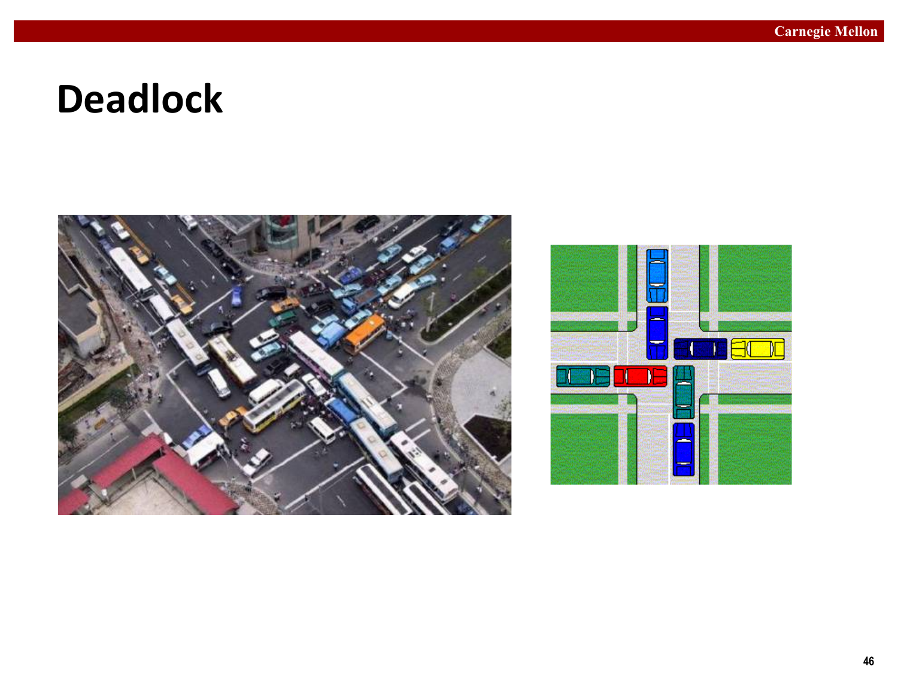# Deadlock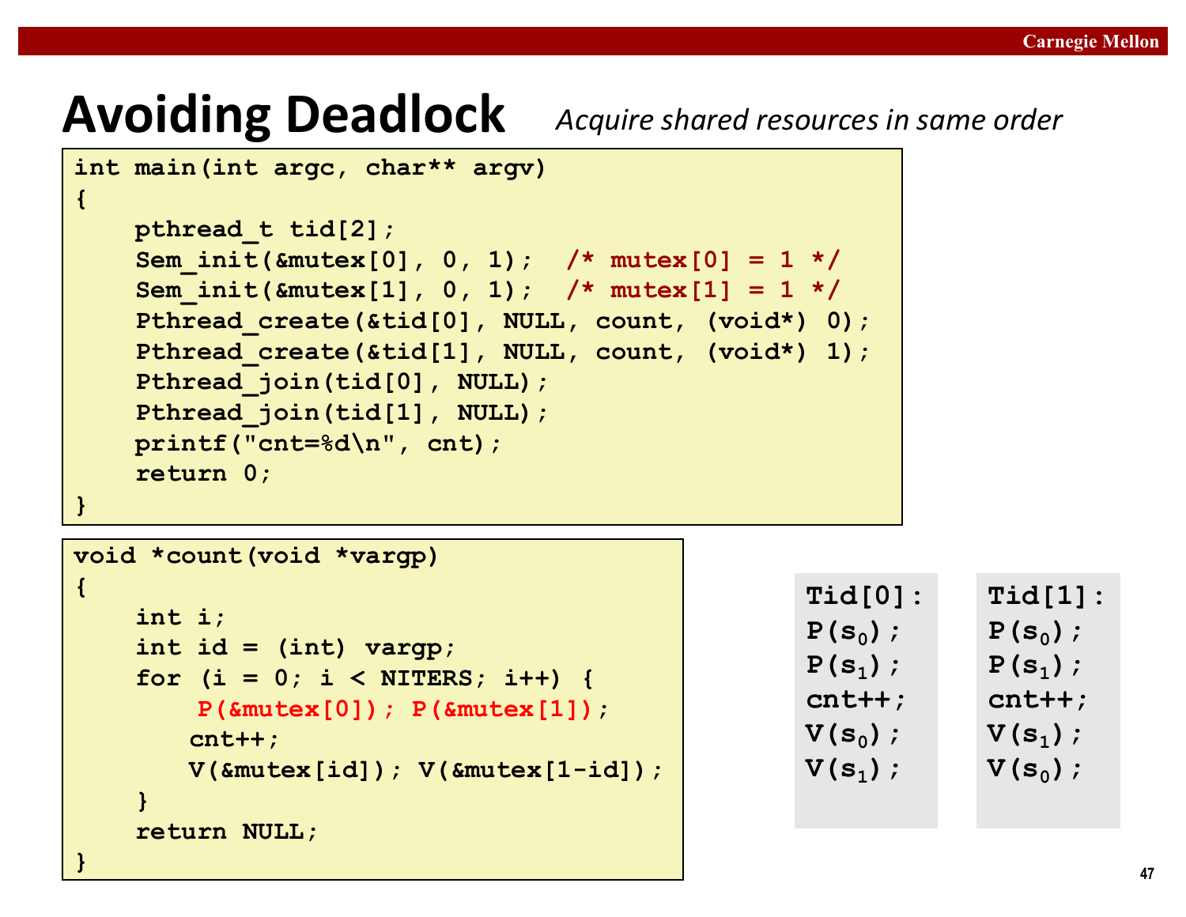# Avoiding Deadlock

*Acquire shared resources in same order*

```
int main(int argc, char** argv)
{
    pthread_t tid[2];
    Sem_init(&mutex[0], 0, 1);  /* mutex[0] = 1 */
    Sem_init(&mutex[1], 0, 1);  /* mutex[1] = 1 */
    Pthread_create(&tid[0], NULL, count, (void*) 0);
    Pthread_create(&tid[1], NULL, count, (void*) 1);
    Pthread_join(tid[0], NULL);
    Pthread_join(tid[1], NULL);
    printf("cnt=%d\n", cnt);
    return 0;
}
```

```
void *count(void *vargp)
{
    int i;
    int id = (int) vargp;
    for (i = 0; i < NITERS; i++) {
         P(&mutex[0]); P(&mutex[1]);
        cnt++;
        V(&mutex[id]); V(&mutex[1-id]);
    }
    return NULL;
}
```

| Tid[0]: | Tid[1]: |
|---|---|
| P($s_0$); | P($s_0$); |
| P($s_1$); | P($s_1$); |
| cnt++; | cnt++; |
| V($s_0$); | V($s_1$); |
| V($s_1$); | V($s_0$); |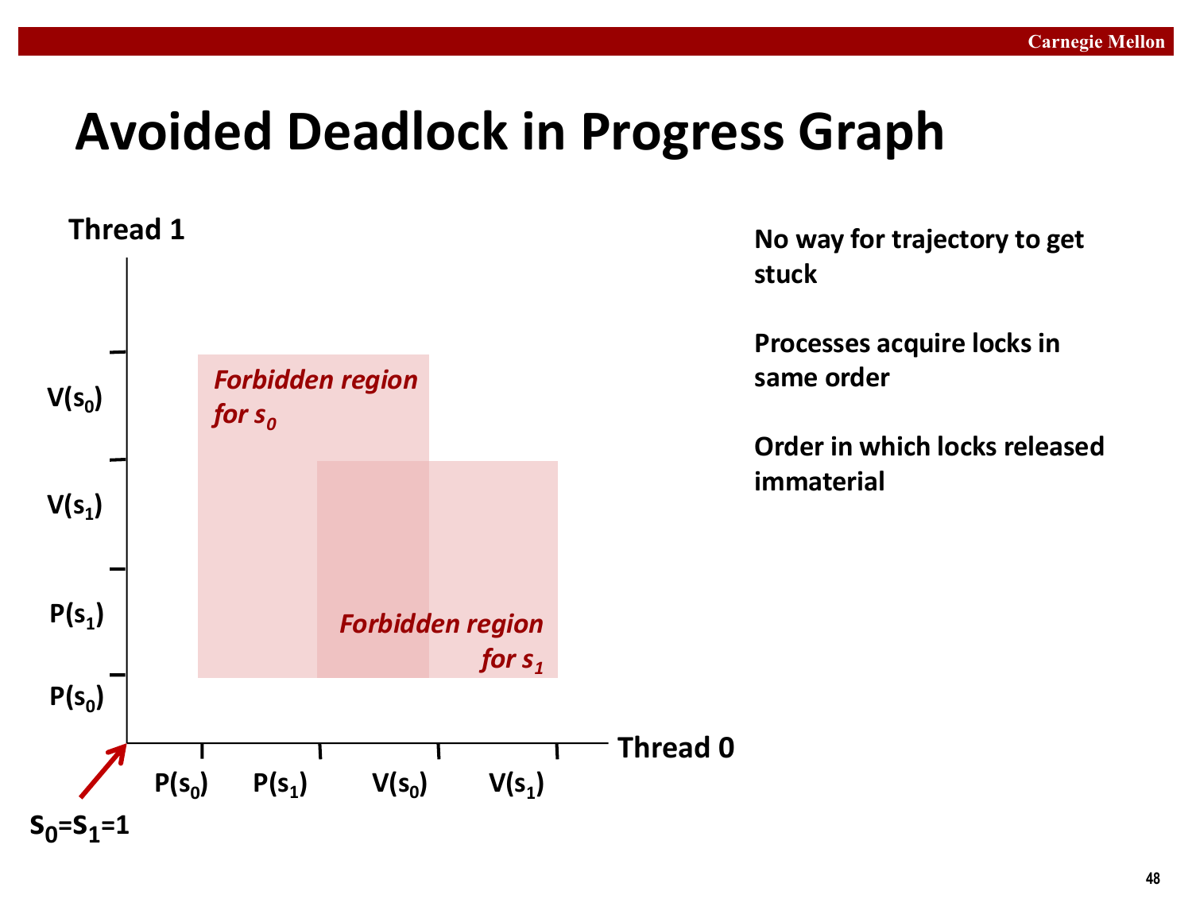# Avoided Deadlock in Progress Graph

Thread 1

$V(s_0)$

$V(s_1)$

$P(s_1)$

$P(s_0)$

*Forbidden region for $s_0$*

*Forbidden region for $s_1$*

Thread 0

$P(s_0)$ $P(s_1)$ $V(s_0)$ $V(s_1)$

$S_0=S_1=1$

No way for trajectory to get stuck

Processes acquire locks in same order

Order in which locks released immaterial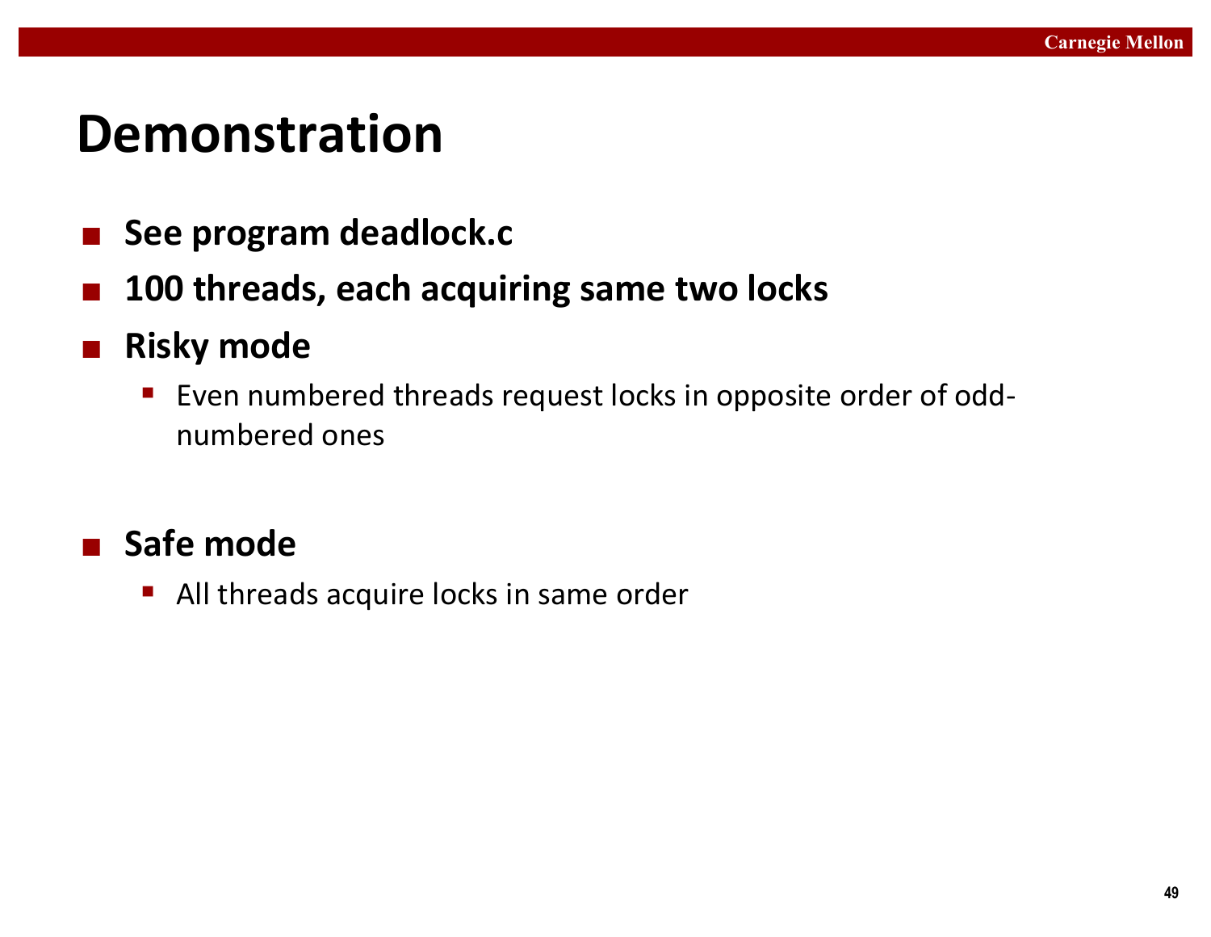# Demonstration

- **See program deadlock.c**
- **100 threads, each acquiring same two locks**
- **Risky mode**
  - Even numbered threads request locks in opposite order of odd-numbered ones
- **Safe mode**
  - All threads acquire locks in same order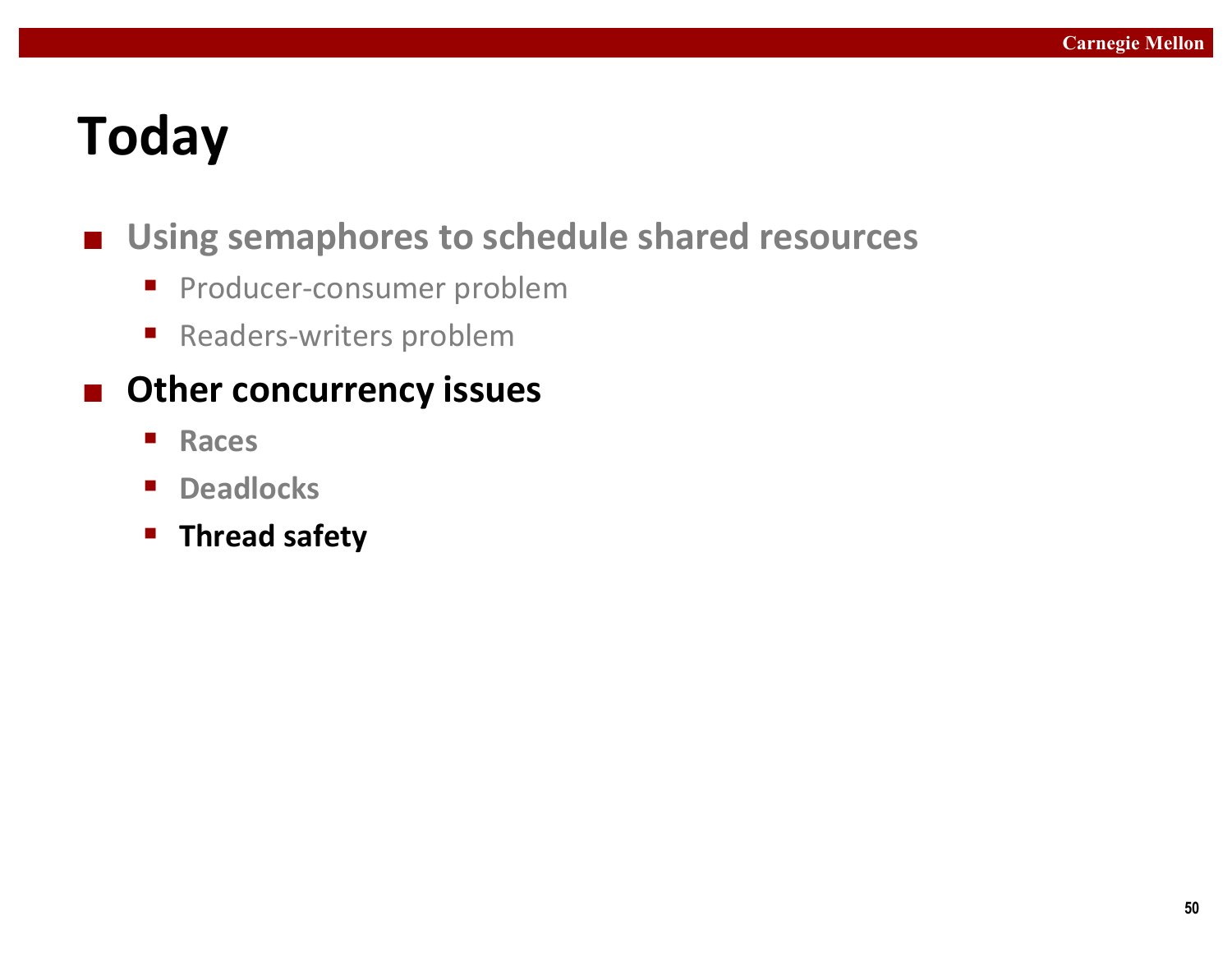# Today

- Using semaphores to schedule shared resources
  - Producer-consumer problem
  - Readers-writers problem
- **Other concurrency issues**
  - Races
  - Deadlocks
  - **Thread safety**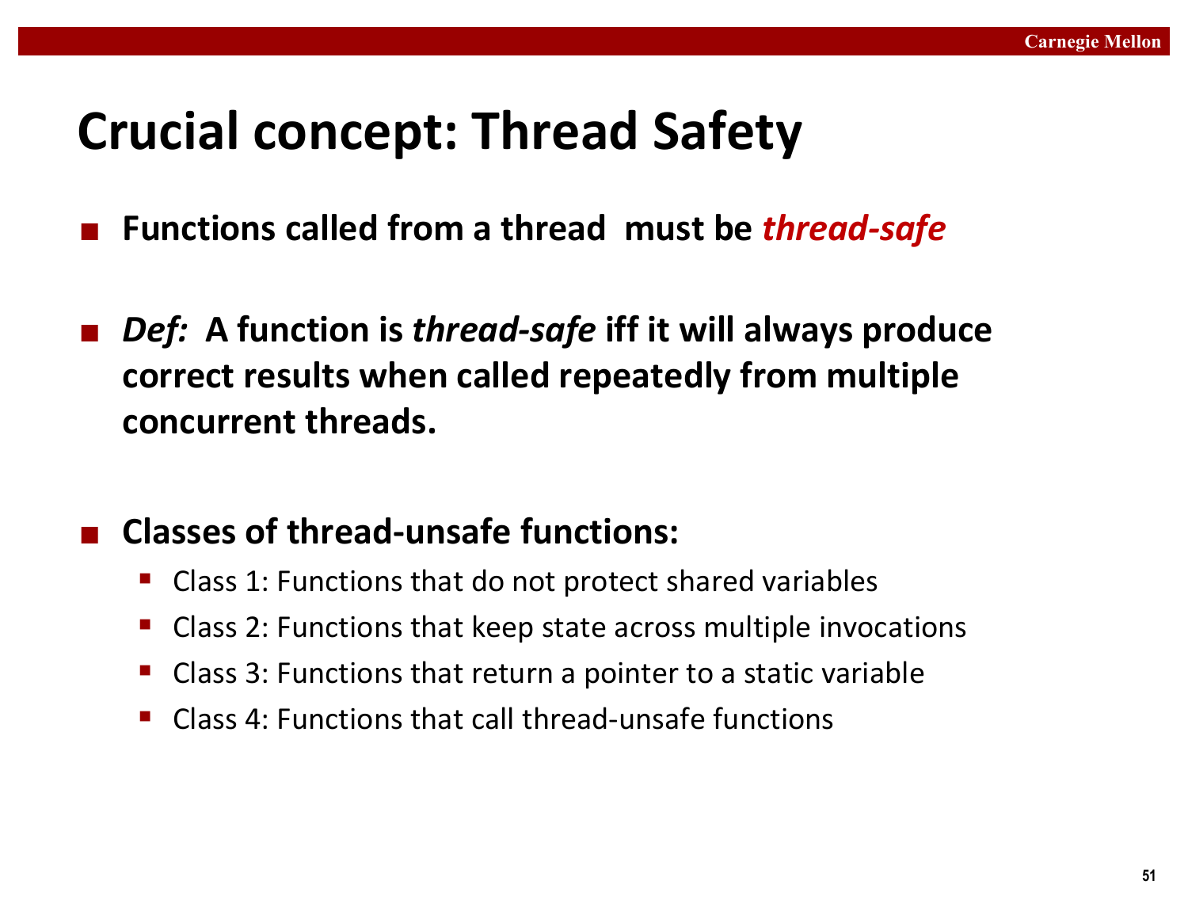# Crucial concept: Thread Safety

- **Functions called from a thread must be *thread-safe***

- ***Def:* A function is *thread-safe* iff it will always produce correct results when called repeatedly from multiple concurrent threads.**

- **Classes of thread-unsafe functions:**
  - Class 1: Functions that do not protect shared variables
  - Class 2: Functions that keep state across multiple invocations
  - Class 3: Functions that return a pointer to a static variable
  - Class 4: Functions that call thread-unsafe functions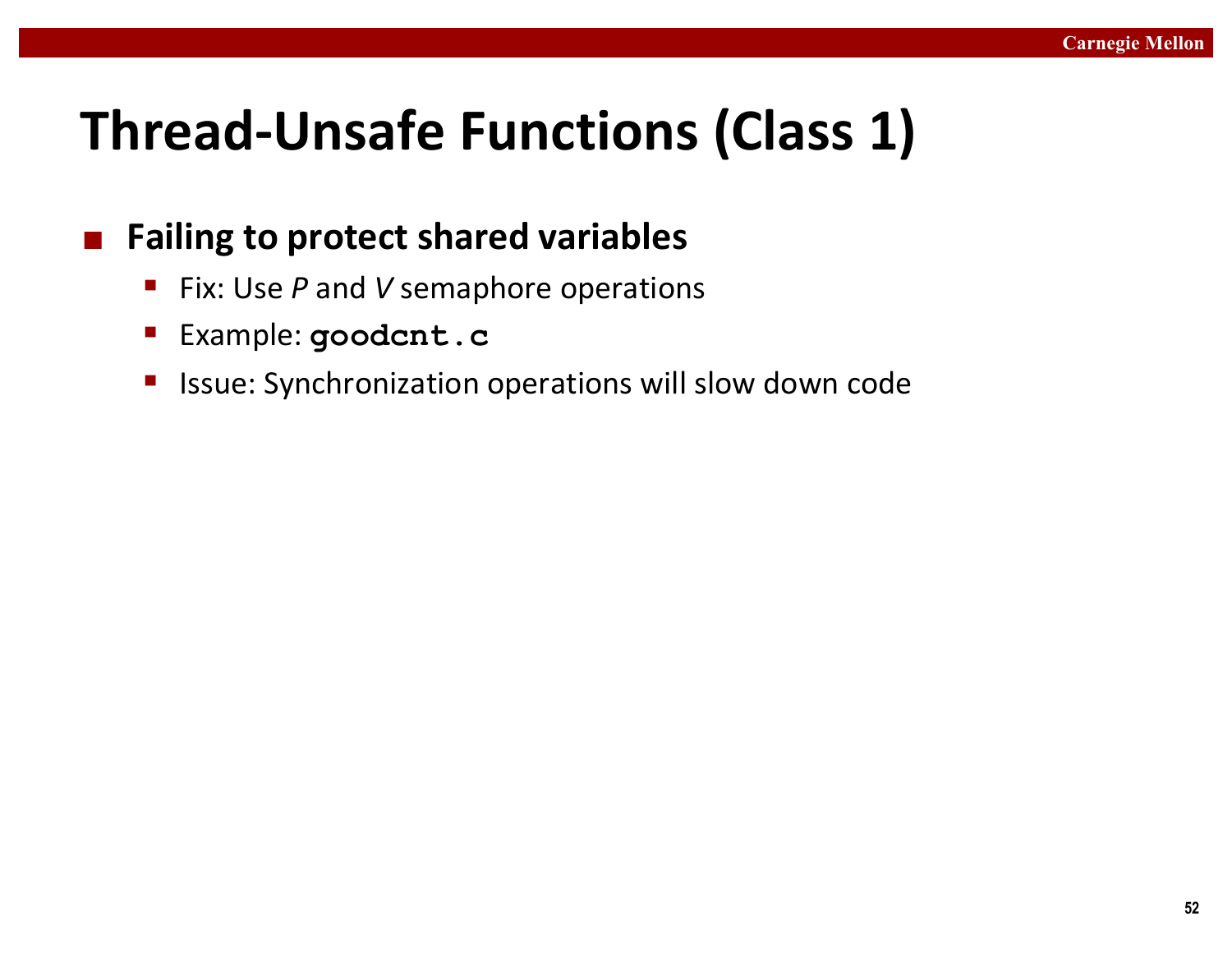# Thread-Unsafe Functions (Class 1)

- **Failing to protect shared variables**
  - Fix: Use *P* and *V* semaphore operations
  - Example: `goodcnt.c`
  - Issue: Synchronization operations will slow down code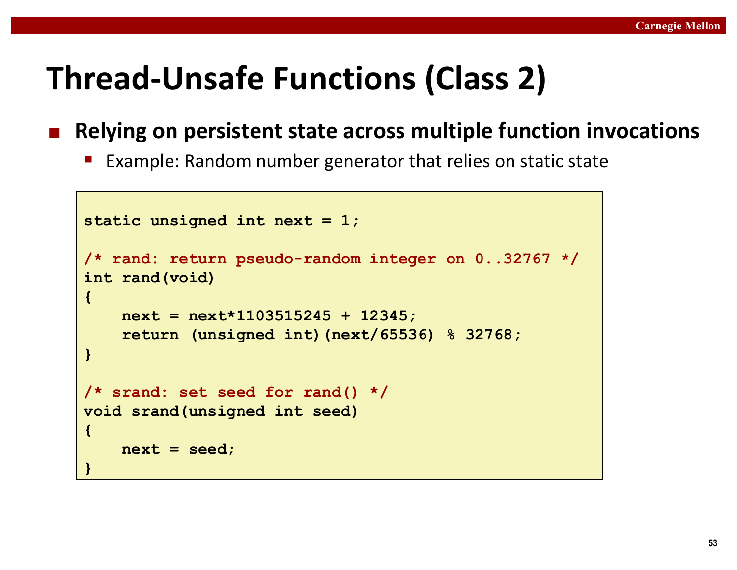# Thread-Unsafe Functions (Class 2)

- **Relying on persistent state across multiple function invocations**
  - Example: Random number generator that relies on static state

```
static unsigned int next = 1;

/* rand: return pseudo-random integer on 0..32767 */
int rand(void)
{
    next = next*1103515245 + 12345;
    return (unsigned int)(next/65536) % 32768;
}

/* srand: set seed for rand() */
void srand(unsigned int seed)
{
    next = seed;
}
```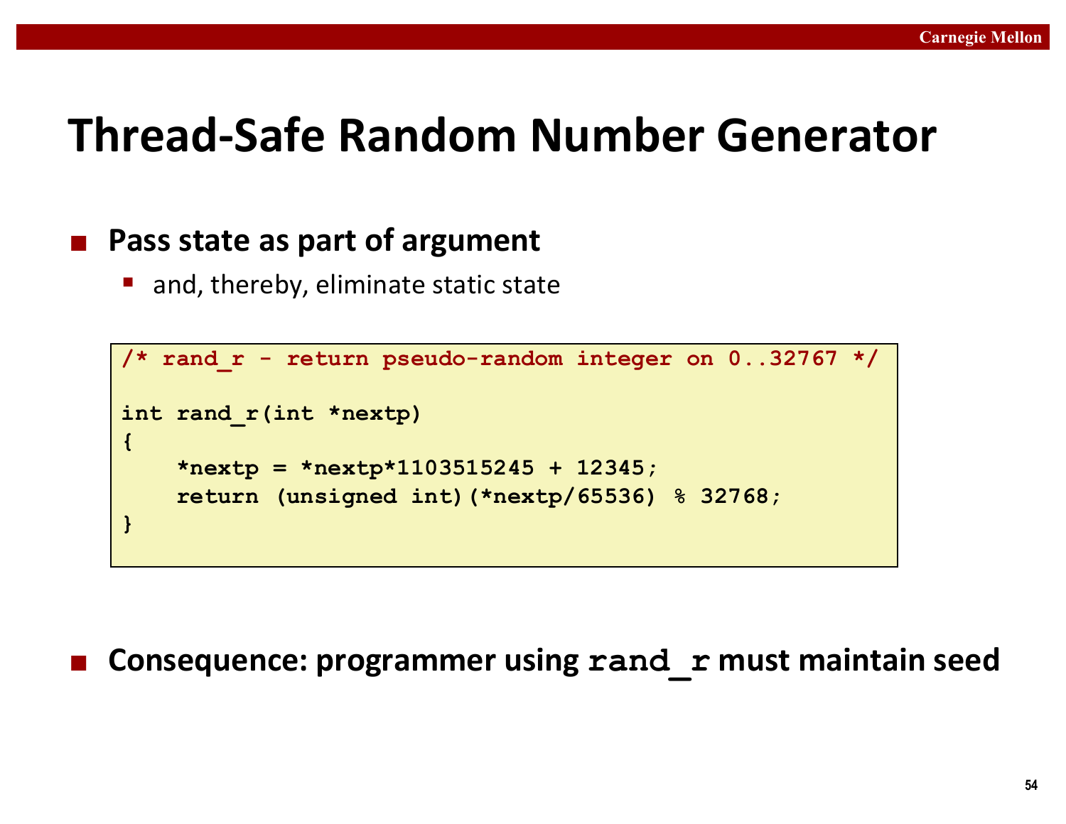# Thread-Safe Random Number Generator

- **Pass state as part of argument**
  - and, thereby, eliminate static state

```
/* rand_r - return pseudo-random integer on 0..32767 */

int rand_r(int *nextp)
{
    *nextp = *nextp*1103515245 + 12345;
    return (unsigned int)(*nextp/65536) % 32768;
}
```

- **Consequence: programmer using `rand_r` must maintain seed**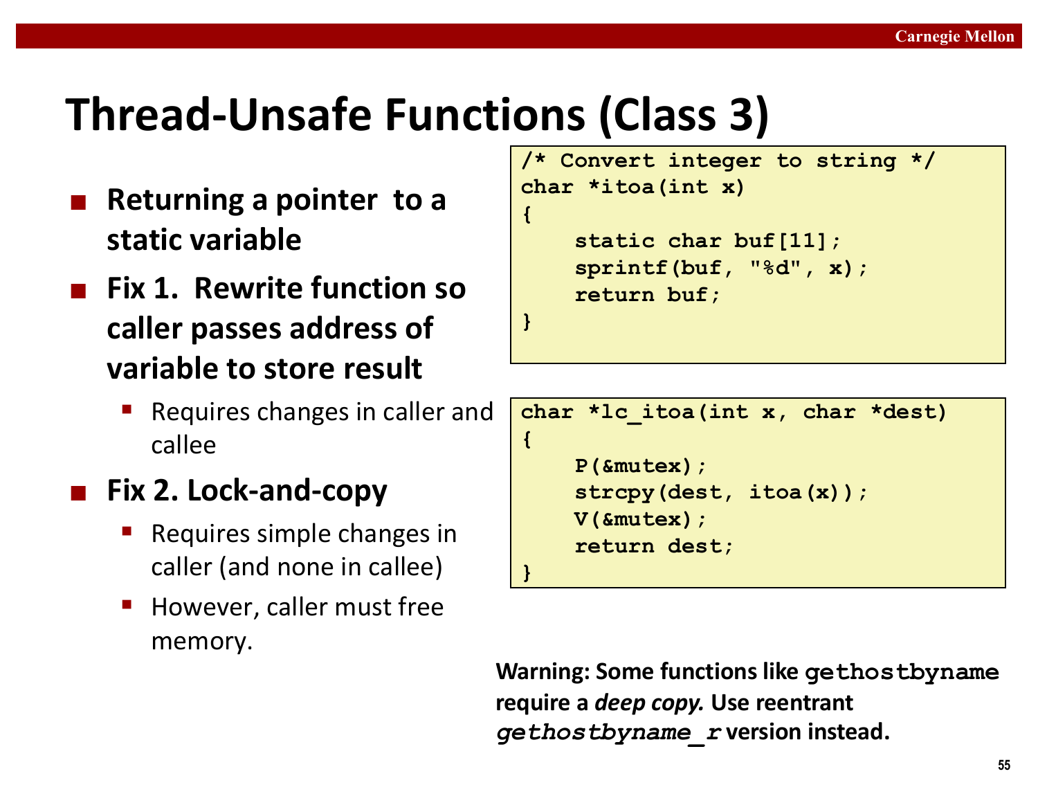# Thread-Unsafe Functions (Class 3)

- **Returning a pointer to a static variable**
- **Fix 1. Rewrite function so caller passes address of variable to store result**
  - Requires changes in caller and callee
- **Fix 2. Lock-and-copy**
  - Requires simple changes in caller (and none in callee)
  - However, caller must free memory.

```
/* Convert integer to string */
char *itoa(int x)
{
    static char buf[11];
    sprintf(buf, "%d", x);
    return buf;
}
```

```
char *lc_itoa(int x, char *dest)
{
    P(&mutex);
    strcpy(dest, itoa(x));
    V(&mutex);
    return dest;
}
```

**Warning: Some functions like `gethostbyname` require a *deep copy.* Use reentrant *`gethostbyname_r`* version instead.**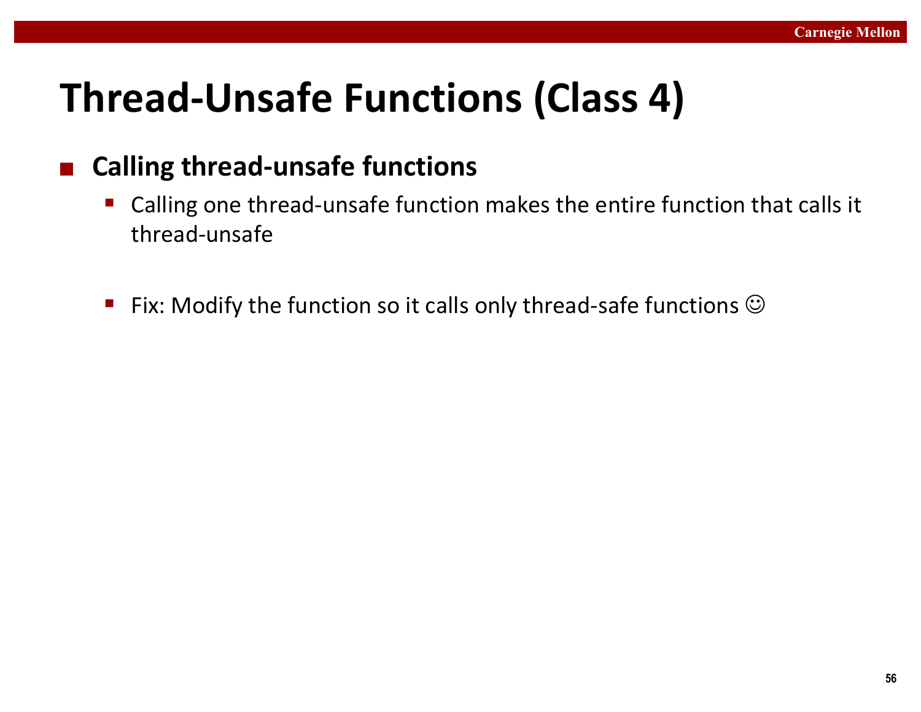# Thread-Unsafe Functions (Class 4)

- **Calling thread-unsafe functions**
  - Calling one thread-unsafe function makes the entire function that calls it thread-unsafe
  - Fix: Modify the function so it calls only thread-safe functions ☺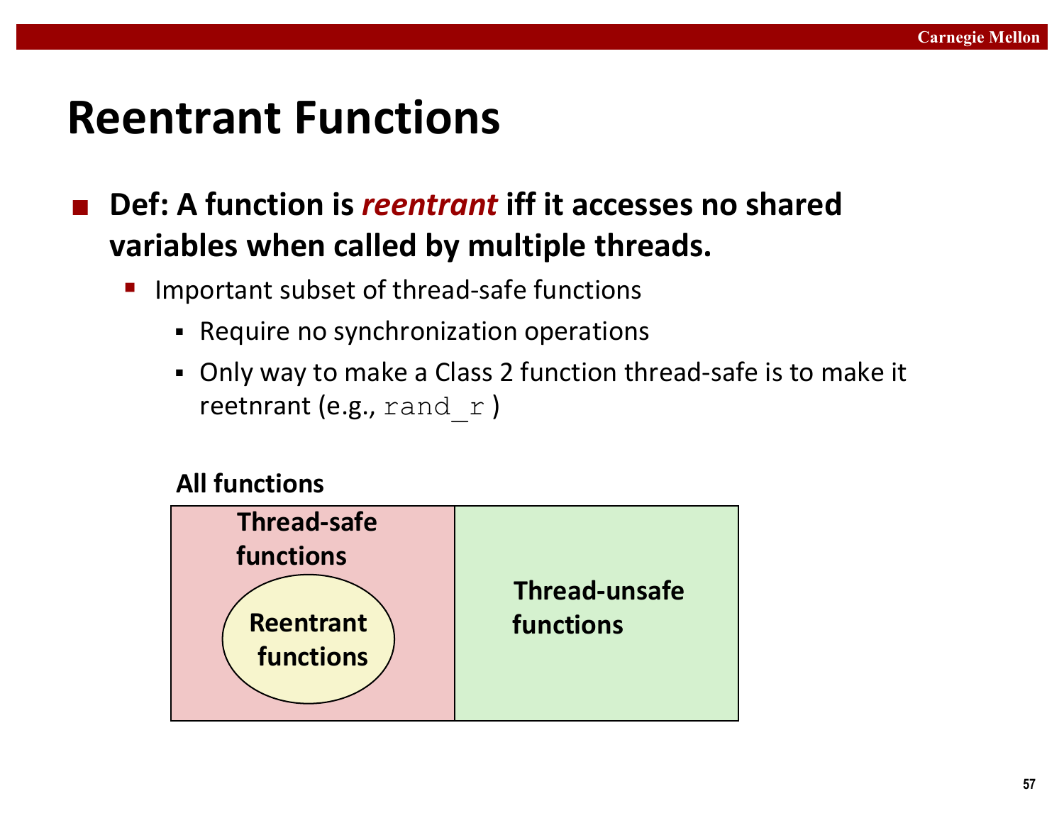# Reentrant Functions

- **Def: A function is *reentrant* iff it accesses no shared variables when called by multiple threads.**
  - Important subset of thread-safe functions
    - Require no synchronization operations
    - Only way to make a Class 2 function thread-safe is to make it reetnrant (e.g., `rand_r` )

**All functions**

**Thread-safe functions**

**Reentrant functions**

**Thread-unsafe functions**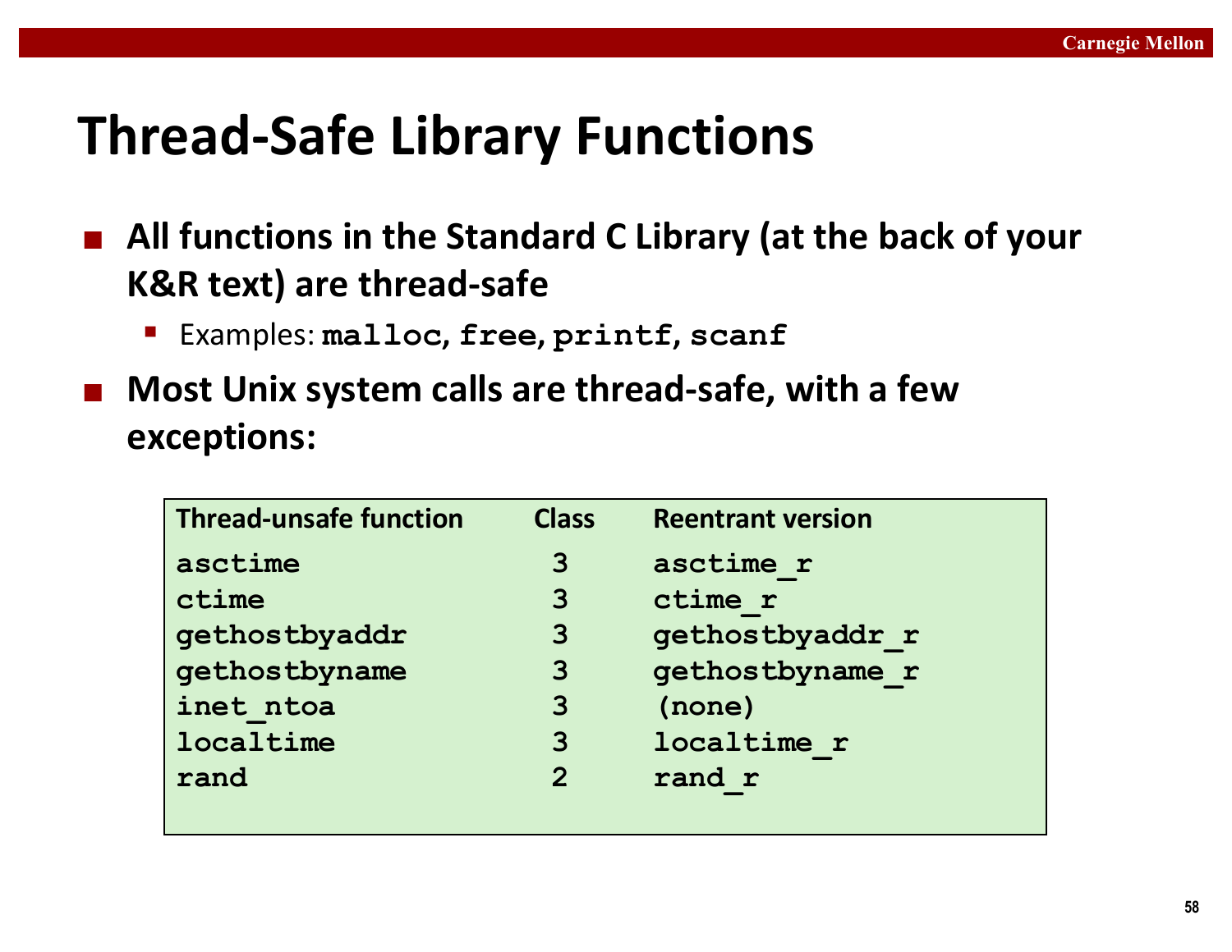# Thread-Safe Library Functions

- **All functions in the Standard C Library (at the back of your K&R text) are thread-safe**
  - Examples: `malloc`, `free`, `printf`, `scanf`
- **Most Unix system calls are thread-safe, with a few exceptions:**

| Thread-unsafe function | Class | Reentrant version |
| --- | --- | --- |
| `asctime` | 3 | `asctime_r` |
| `ctime` | 3 | `ctime_r` |
| `gethostbyaddr` | 3 | `gethostbyaddr_r` |
| `gethostbyname` | 3 | `gethostbyname_r` |
| `inet_ntoa` | 3 | `(none)` |
| `localtime` | 3 | `localtime_r` |
| `rand` | 2 | `rand_r` |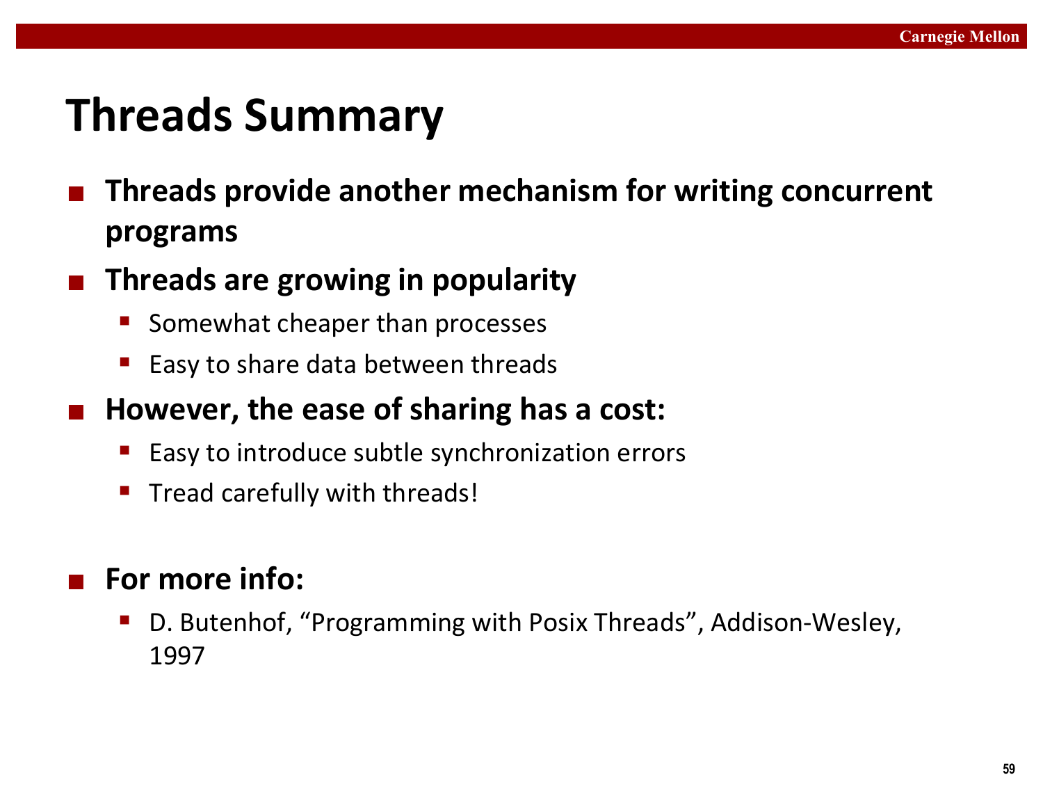# Threads Summary

- **Threads provide another mechanism for writing concurrent programs**
- **Threads are growing in popularity**
  - Somewhat cheaper than processes
  - Easy to share data between threads
- **However, the ease of sharing has a cost:**
  - Easy to introduce subtle synchronization errors
  - Tread carefully with threads!

- **For more info:**
  - D. Butenhof, "Programming with Posix Threads", Addison-Wesley, 1997